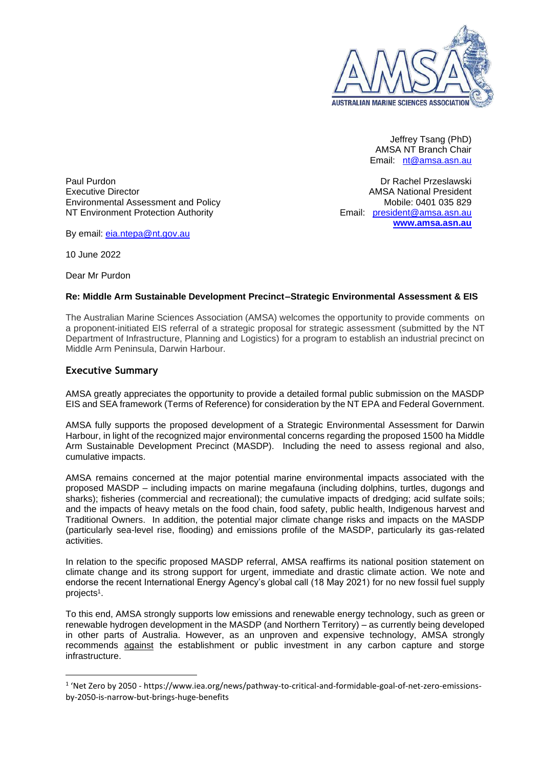Jeffrey Tsang (PhD)
AMSA NT Branch Chair
Email: nt@amsa.asn.au

Dr Rachel Przeslawski
AMSA National President
Mobile: 0401 035 829
Email: president@amsa.asn.au
**www.amsa.asn.au**

Paul Purdon
Executive Director
Environmental Assessment and Policy
NT Environment Protection Authority

By email: eia.ntepa@nt.gov.au

10 June 2022

Dear Mr Purdon

**Re: Middle Arm Sustainable Development Precinct–Strategic Environmental Assessment & EIS**

The Australian Marine Sciences Association (AMSA) welcomes the opportunity to provide comments on a proponent-initiated EIS referral of a strategic proposal for strategic assessment (submitted by the NT Department of Infrastructure, Planning and Logistics) for a program to establish an industrial precinct on Middle Arm Peninsula, Darwin Harbour.

## Executive Summary

AMSA greatly appreciates the opportunity to provide a detailed formal public submission on the MASDP EIS and SEA framework (Terms of Reference) for consideration by the NT EPA and Federal Government.

AMSA fully supports the proposed development of a Strategic Environmental Assessment for Darwin Harbour, in light of the recognized major environmental concerns regarding the proposed 1500 ha Middle Arm Sustainable Development Precinct (MASDP). Including the need to assess regional and also, cumulative impacts.

AMSA remains concerned at the major potential marine environmental impacts associated with the proposed MASDP – including impacts on marine megafauna (including dolphins, turtles, dugongs and sharks); fisheries (commercial and recreational); the cumulative impacts of dredging; acid sulfate soils; and the impacts of heavy metals on the food chain, food safety, public health, Indigenous harvest and Traditional Owners. In addition, the potential major climate change risks and impacts on the MASDP (particularly sea-level rise, flooding) and emissions profile of the MASDP, particularly its gas-related activities.

In relation to the specific proposed MASDP referral, AMSA reaffirms its national position statement on climate change and its strong support for urgent, immediate and drastic climate action. We note and endorse the recent International Energy Agency's global call (18 May 2021) for no new fossil fuel supply projects[1].

To this end, AMSA strongly supports low emissions and renewable energy technology, such as green or renewable hydrogen development in the MASDP (and Northern Territory) – as currently being developed in other parts of Australia. However, as an unproven and expensive technology, AMSA strongly recommends <u>against</u> the establishment or public investment in any carbon capture and storge infrastructure.

[1] 'Net Zero by 2050 - https://www.iea.org/news/pathway-to-critical-and-formidable-goal-of-net-zero-emissions-by-2050-is-narrow-but-brings-huge-benefits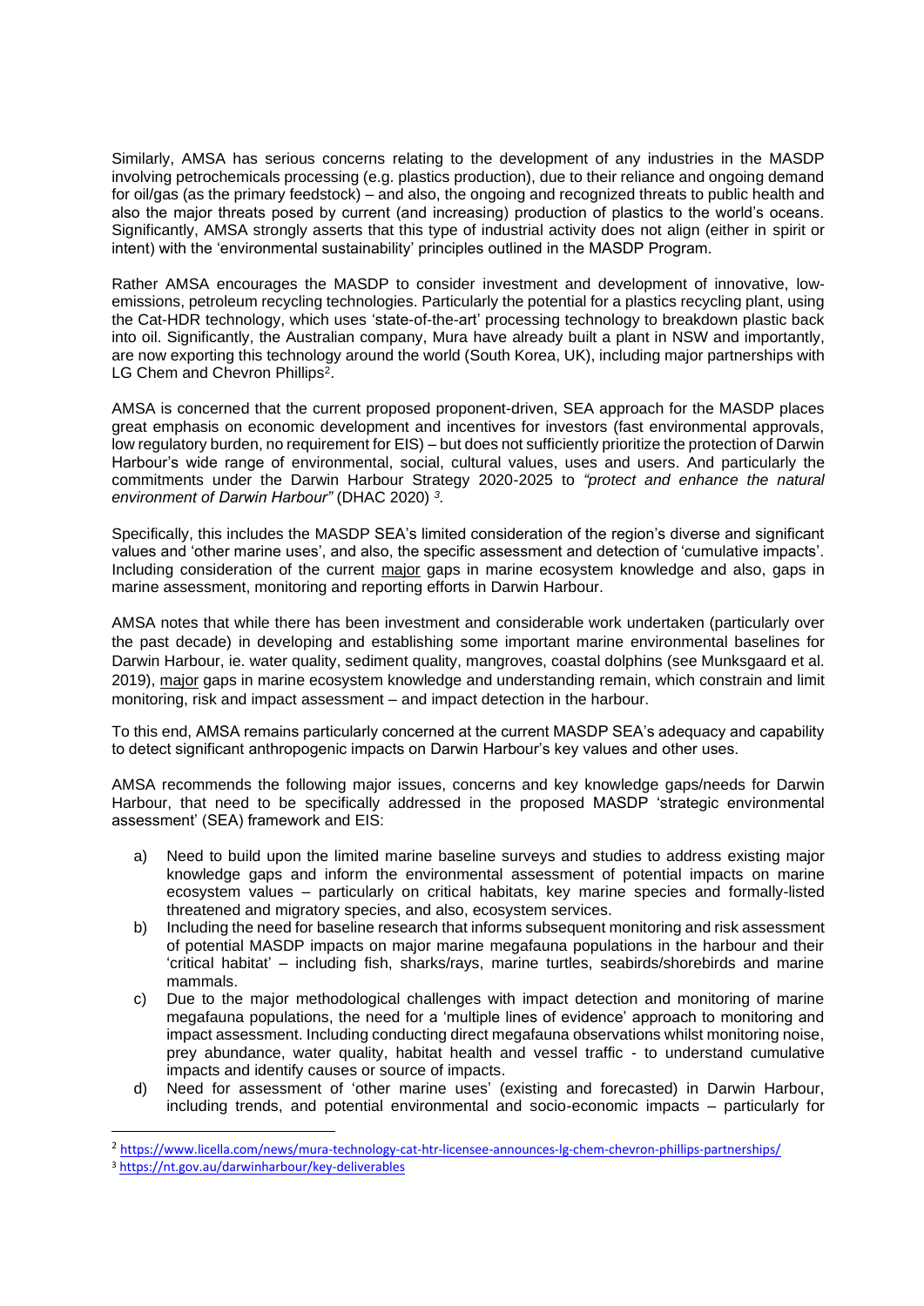Similarly, AMSA has serious concerns relating to the development of any industries in the MASDP involving petrochemicals processing (e.g. plastics production), due to their reliance and ongoing demand for oil/gas (as the primary feedstock) – and also, the ongoing and recognized threats to public health and also the major threats posed by current (and increasing) production of plastics to the world's oceans. Significantly, AMSA strongly asserts that this type of industrial activity does not align (either in spirit or intent) with the 'environmental sustainability' principles outlined in the MASDP Program.

Rather AMSA encourages the MASDP to consider investment and development of innovative, low-emissions, petroleum recycling technologies. Particularly the potential for a plastics recycling plant, using the Cat-HDR technology, which uses 'state-of-the-art' processing technology to breakdown plastic back into oil. Significantly, the Australian company, Mura have already built a plant in NSW and importantly, are now exporting this technology around the world (South Korea, UK), including major partnerships with LG Chem and Chevron Phillips[2].

AMSA is concerned that the current proposed proponent-driven, SEA approach for the MASDP places great emphasis on economic development and incentives for investors (fast environmental approvals, low regulatory burden, no requirement for EIS) – but does not sufficiently prioritize the protection of Darwin Harbour's wide range of environmental, social, cultural values, uses and users. And particularly the commitments under the Darwin Harbour Strategy 2020-2025 to *"protect and enhance the natural environment of Darwin Harbour"* (DHAC 2020) [3].

Specifically, this includes the MASDP SEA's limited consideration of the region's diverse and significant values and 'other marine uses', and also, the specific assessment and detection of 'cumulative impacts'. Including consideration of the current major gaps in marine ecosystem knowledge and also, gaps in marine assessment, monitoring and reporting efforts in Darwin Harbour.

AMSA notes that while there has been investment and considerable work undertaken (particularly over the past decade) in developing and establishing some important marine environmental baselines for Darwin Harbour, ie. water quality, sediment quality, mangroves, coastal dolphins (see Munksgaard et al. 2019), major gaps in marine ecosystem knowledge and understanding remain, which constrain and limit monitoring, risk and impact assessment – and impact detection in the harbour.

To this end, AMSA remains particularly concerned at the current MASDP SEA's adequacy and capability to detect significant anthropogenic impacts on Darwin Harbour's key values and other uses.

AMSA recommends the following major issues, concerns and key knowledge gaps/needs for Darwin Harbour, that need to be specifically addressed in the proposed MASDP 'strategic environmental assessment' (SEA) framework and EIS:

a) Need to build upon the limited marine baseline surveys and studies to address existing major knowledge gaps and inform the environmental assessment of potential impacts on marine ecosystem values – particularly on critical habitats, key marine species and formally-listed threatened and migratory species, and also, ecosystem services.
b) Including the need for baseline research that informs subsequent monitoring and risk assessment of potential MASDP impacts on major marine megafauna populations in the harbour and their 'critical habitat' – including fish, sharks/rays, marine turtles, seabirds/shorebirds and marine mammals.
c) Due to the major methodological challenges with impact detection and monitoring of marine megafauna populations, the need for a 'multiple lines of evidence' approach to monitoring and impact assessment. Including conducting direct megafauna observations whilst monitoring noise, prey abundance, water quality, habitat health and vessel traffic - to understand cumulative impacts and identify causes or source of impacts.
d) Need for assessment of 'other marine uses' (existing and forecasted) in Darwin Harbour, including trends, and potential environmental and socio-economic impacts – particularly for

[2] https://www.licella.com/news/mura-technology-cat-htr-licensee-announces-lg-chem-chevron-phillips-partnerships/

[3] https://nt.gov.au/darwinharbour/key-deliverables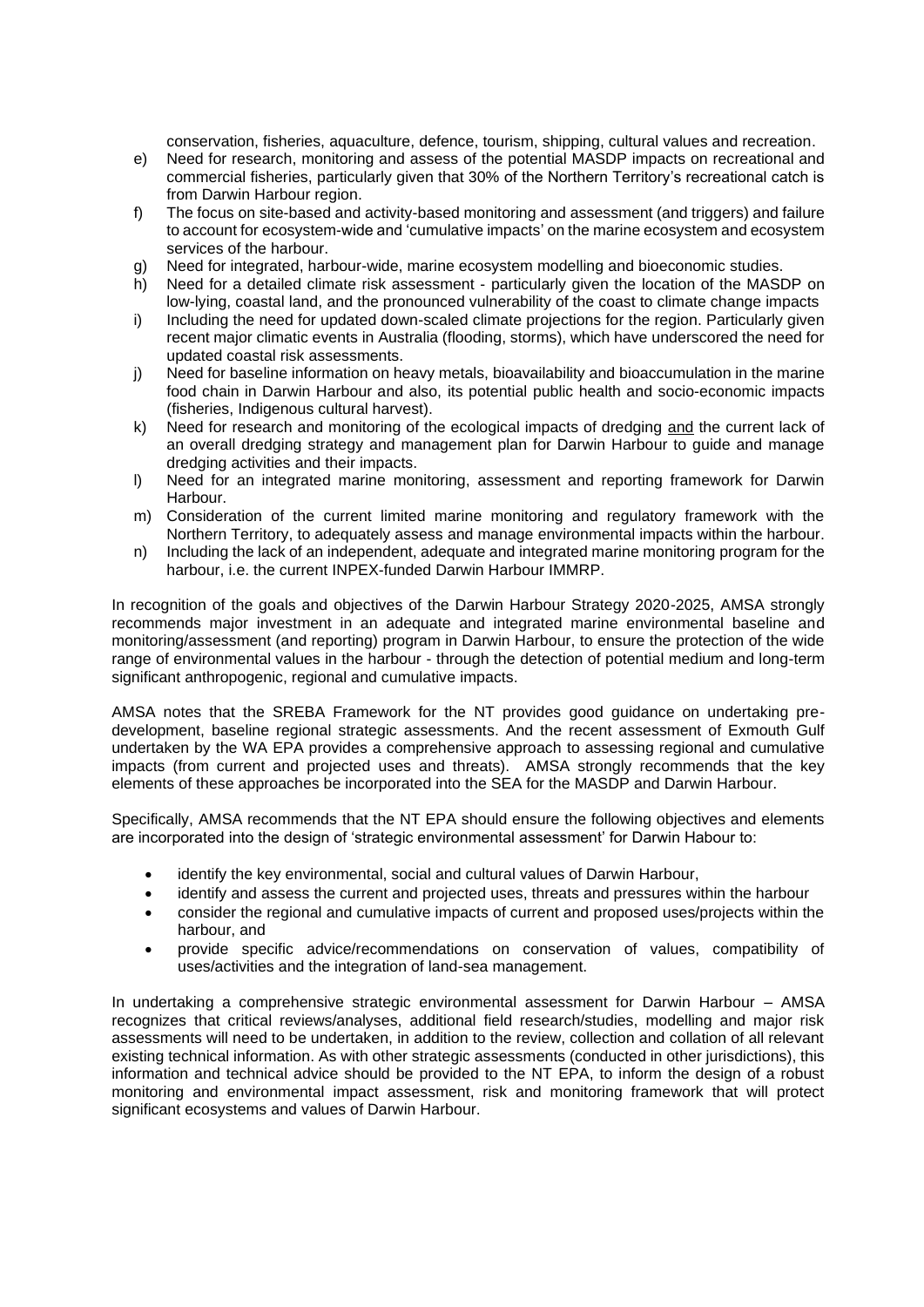conservation, fisheries, aquaculture, defence, tourism, shipping, cultural values and recreation.

e) Need for research, monitoring and assess of the potential MASDP impacts on recreational and commercial fisheries, particularly given that 30% of the Northern Territory's recreational catch is from Darwin Harbour region.
f) The focus on site-based and activity-based monitoring and assessment (and triggers) and failure to account for ecosystem-wide and 'cumulative impacts' on the marine ecosystem and ecosystem services of the harbour.
g) Need for integrated, harbour-wide, marine ecosystem modelling and bioeconomic studies.
h) Need for a detailed climate risk assessment - particularly given the location of the MASDP on low-lying, coastal land, and the pronounced vulnerability of the coast to climate change impacts
i) Including the need for updated down-scaled climate projections for the region. Particularly given recent major climatic events in Australia (flooding, storms), which have underscored the need for updated coastal risk assessments.
j) Need for baseline information on heavy metals, bioavailability and bioaccumulation in the marine food chain in Darwin Harbour and also, its potential public health and socio-economic impacts (fisheries, Indigenous cultural harvest).
k) Need for research and monitoring of the ecological impacts of dredging <u>and</u> the current lack of an overall dredging strategy and management plan for Darwin Harbour to guide and manage dredging activities and their impacts.
l) Need for an integrated marine monitoring, assessment and reporting framework for Darwin Harbour.
m) Consideration of the current limited marine monitoring and regulatory framework with the Northern Territory, to adequately assess and manage environmental impacts within the harbour.
n) Including the lack of an independent, adequate and integrated marine monitoring program for the harbour, i.e. the current INPEX-funded Darwin Harbour IMMRP.

In recognition of the goals and objectives of the Darwin Harbour Strategy 2020-2025, AMSA strongly recommends major investment in an adequate and integrated marine environmental baseline and monitoring/assessment (and reporting) program in Darwin Harbour, to ensure the protection of the wide range of environmental values in the harbour - through the detection of potential medium and long-term significant anthropogenic, regional and cumulative impacts.

AMSA notes that the SREBA Framework for the NT provides good guidance on undertaking pre-development, baseline regional strategic assessments. And the recent assessment of Exmouth Gulf undertaken by the WA EPA provides a comprehensive approach to assessing regional and cumulative impacts (from current and projected uses and threats). AMSA strongly recommends that the key elements of these approaches be incorporated into the SEA for the MASDP and Darwin Harbour.

Specifically, AMSA recommends that the NT EPA should ensure the following objectives and elements are incorporated into the design of 'strategic environmental assessment' for Darwin Habour to:

- identify the key environmental, social and cultural values of Darwin Harbour,
- identify and assess the current and projected uses, threats and pressures within the harbour
- consider the regional and cumulative impacts of current and proposed uses/projects within the harbour, and
- provide specific advice/recommendations on conservation of values, compatibility of uses/activities and the integration of land-sea management.

In undertaking a comprehensive strategic environmental assessment for Darwin Harbour – AMSA recognizes that critical reviews/analyses, additional field research/studies, modelling and major risk assessments will need to be undertaken, in addition to the review, collection and collation of all relevant existing technical information. As with other strategic assessments (conducted in other jurisdictions), this information and technical advice should be provided to the NT EPA, to inform the design of a robust monitoring and environmental impact assessment, risk and monitoring framework that will protect significant ecosystems and values of Darwin Harbour.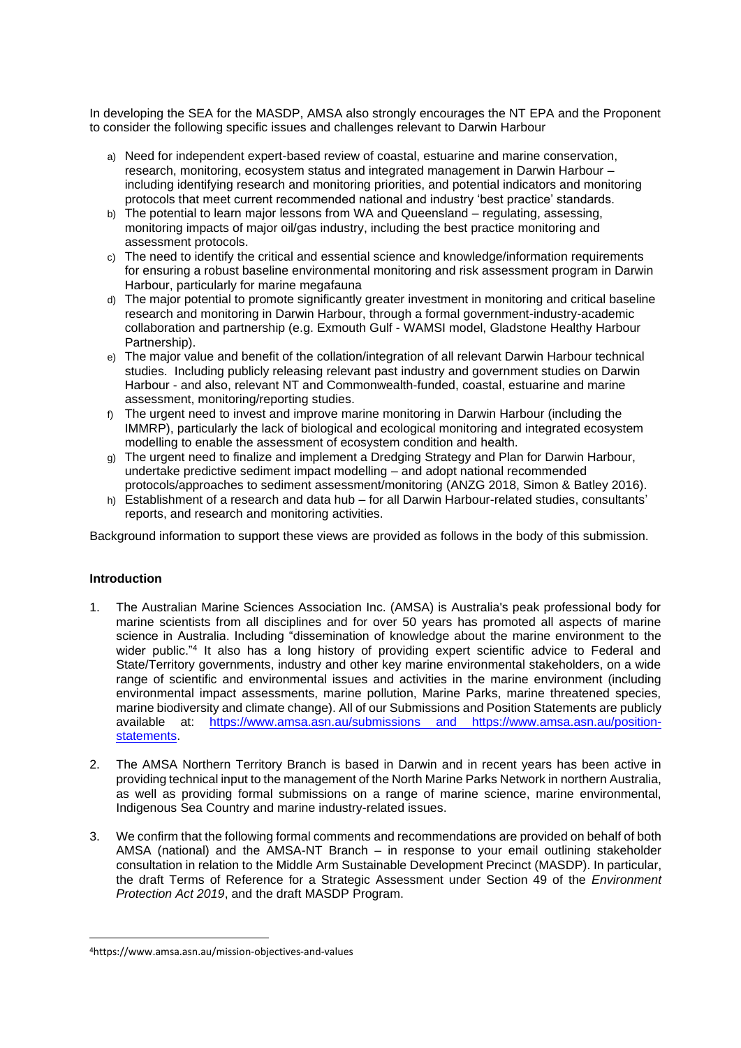In developing the SEA for the MASDP, AMSA also strongly encourages the NT EPA and the Proponent to consider the following specific issues and challenges relevant to Darwin Harbour

a) Need for independent expert-based review of coastal, estuarine and marine conservation, research, monitoring, ecosystem status and integrated management in Darwin Harbour – including identifying research and monitoring priorities, and potential indicators and monitoring protocols that meet current recommended national and industry 'best practice' standards.
b) The potential to learn major lessons from WA and Queensland – regulating, assessing, monitoring impacts of major oil/gas industry, including the best practice monitoring and assessment protocols.
c) The need to identify the critical and essential science and knowledge/information requirements for ensuring a robust baseline environmental monitoring and risk assessment program in Darwin Harbour, particularly for marine megafauna
d) The major potential to promote significantly greater investment in monitoring and critical baseline research and monitoring in Darwin Harbour, through a formal government-industry-academic collaboration and partnership (e.g. Exmouth Gulf - WAMSI model, Gladstone Healthy Harbour Partnership).
e) The major value and benefit of the collation/integration of all relevant Darwin Harbour technical studies. Including publicly releasing relevant past industry and government studies on Darwin Harbour - and also, relevant NT and Commonwealth-funded, coastal, estuarine and marine assessment, monitoring/reporting studies.
f) The urgent need to invest and improve marine monitoring in Darwin Harbour (including the IMMRP), particularly the lack of biological and ecological monitoring and integrated ecosystem modelling to enable the assessment of ecosystem condition and health.
g) The urgent need to finalize and implement a Dredging Strategy and Plan for Darwin Harbour, undertake predictive sediment impact modelling – and adopt national recommended protocols/approaches to sediment assessment/monitoring (ANZG 2018, Simon & Batley 2016).
h) Establishment of a research and data hub – for all Darwin Harbour-related studies, consultants' reports, and research and monitoring activities.

Background information to support these views are provided as follows in the body of this submission.

**Introduction**

1. The Australian Marine Sciences Association Inc. (AMSA) is Australia's peak professional body for marine scientists from all disciplines and for over 50 years has promoted all aspects of marine science in Australia. Including "dissemination of knowledge about the marine environment to the wider public."[4] It also has a long history of providing expert scientific advice to Federal and State/Territory governments, industry and other key marine environmental stakeholders, on a wide range of scientific and environmental issues and activities in the marine environment (including environmental impact assessments, marine pollution, Marine Parks, marine threatened species, marine biodiversity and climate change). All of our Submissions and Position Statements are publicly available at: https://www.amsa.asn.au/submissions and https://www.amsa.asn.au/position-statements.

2. The AMSA Northern Territory Branch is based in Darwin and in recent years has been active in providing technical input to the management of the North Marine Parks Network in northern Australia, as well as providing formal submissions on a range of marine science, marine environmental, Indigenous Sea Country and marine industry-related issues.

3. We confirm that the following formal comments and recommendations are provided on behalf of both AMSA (national) and the AMSA-NT Branch – in response to your email outlining stakeholder consultation in relation to the Middle Arm Sustainable Development Precinct (MASDP). In particular, the draft Terms of Reference for a Strategic Assessment under Section 49 of the *Environment Protection Act 2019*, and the draft MASDP Program.

[4] https://www.amsa.asn.au/mission-objectives-and-values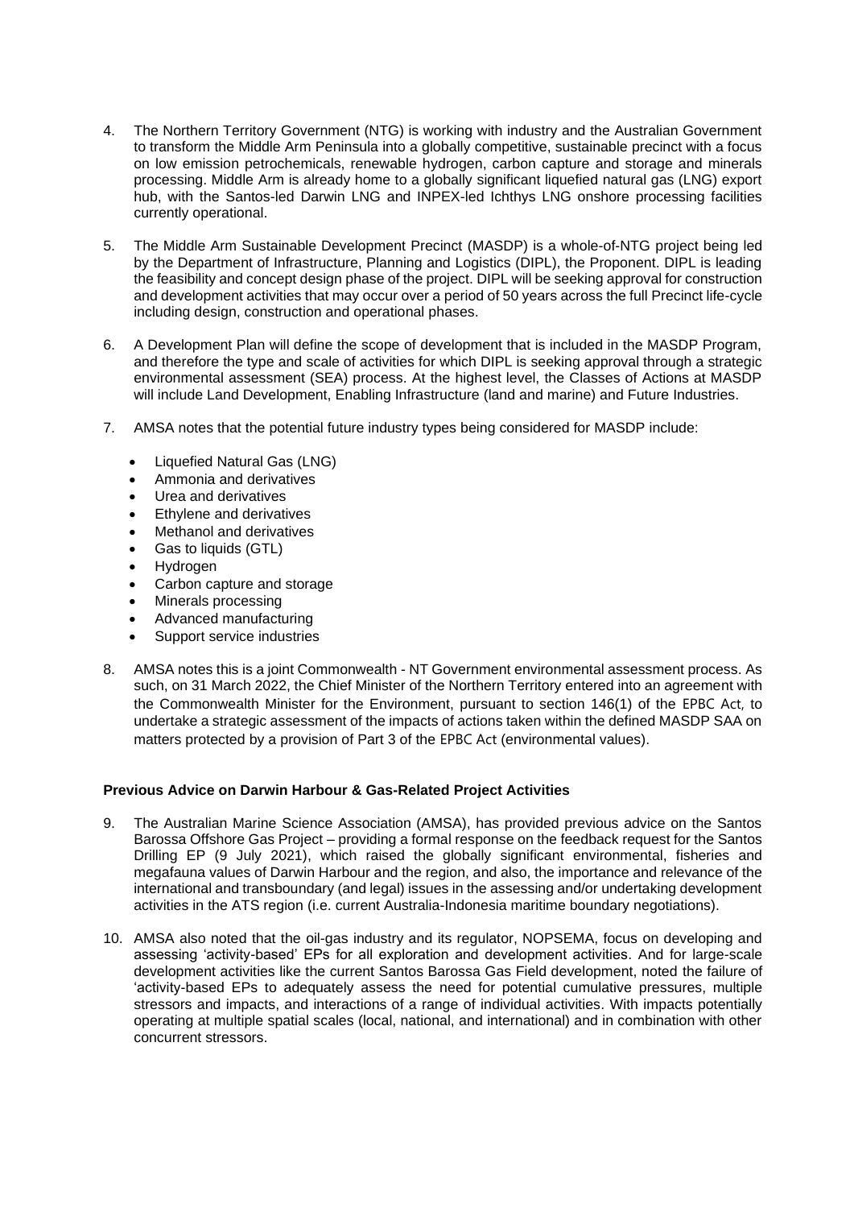4. The Northern Territory Government (NTG) is working with industry and the Australian Government to transform the Middle Arm Peninsula into a globally competitive, sustainable precinct with a focus on low emission petrochemicals, renewable hydrogen, carbon capture and storage and minerals processing. Middle Arm is already home to a globally significant liquefied natural gas (LNG) export hub, with the Santos-led Darwin LNG and INPEX-led Ichthys LNG onshore processing facilities currently operational.

5. The Middle Arm Sustainable Development Precinct (MASDP) is a whole-of-NTG project being led by the Department of Infrastructure, Planning and Logistics (DIPL), the Proponent. DIPL is leading the feasibility and concept design phase of the project. DIPL will be seeking approval for construction and development activities that may occur over a period of 50 years across the full Precinct life-cycle including design, construction and operational phases.

6. A Development Plan will define the scope of development that is included in the MASDP Program, and therefore the type and scale of activities for which DIPL is seeking approval through a strategic environmental assessment (SEA) process. At the highest level, the Classes of Actions at MASDP will include Land Development, Enabling Infrastructure (land and marine) and Future Industries.

7. AMSA notes that the potential future industry types being considered for MASDP include:

    - Liquefied Natural Gas (LNG)
    - Ammonia and derivatives
    - Urea and derivatives
    - Ethylene and derivatives
    - Methanol and derivatives
    - Gas to liquids (GTL)
    - Hydrogen
    - Carbon capture and storage
    - Minerals processing
    - Advanced manufacturing
    - Support service industries

8. AMSA notes this is a joint Commonwealth - NT Government environmental assessment process. As such, on 31 March 2022, the Chief Minister of the Northern Territory entered into an agreement with the Commonwealth Minister for the Environment, pursuant to section 146(1) of the EPBC Act, to undertake a strategic assessment of the impacts of actions taken within the defined MASDP SAA on matters protected by a provision of Part 3 of the EPBC Act (environmental values).

**Previous Advice on Darwin Harbour & Gas-Related Project Activities**

9. The Australian Marine Science Association (AMSA), has provided previous advice on the Santos Barossa Offshore Gas Project – providing a formal response on the feedback request for the Santos Drilling EP (9 July 2021), which raised the globally significant environmental, fisheries and megafauna values of Darwin Harbour and the region, and also, the importance and relevance of the international and transboundary (and legal) issues in the assessing and/or undertaking development activities in the ATS region (i.e. current Australia-Indonesia maritime boundary negotiations).

10. AMSA also noted that the oil-gas industry and its regulator, NOPSEMA, focus on developing and assessing 'activity-based' EPs for all exploration and development activities. And for large-scale development activities like the current Santos Barossa Gas Field development, noted the failure of 'activity-based EPs to adequately assess the need for potential cumulative pressures, multiple stressors and impacts, and interactions of a range of individual activities. With impacts potentially operating at multiple spatial scales (local, national, and international) and in combination with other concurrent stressors.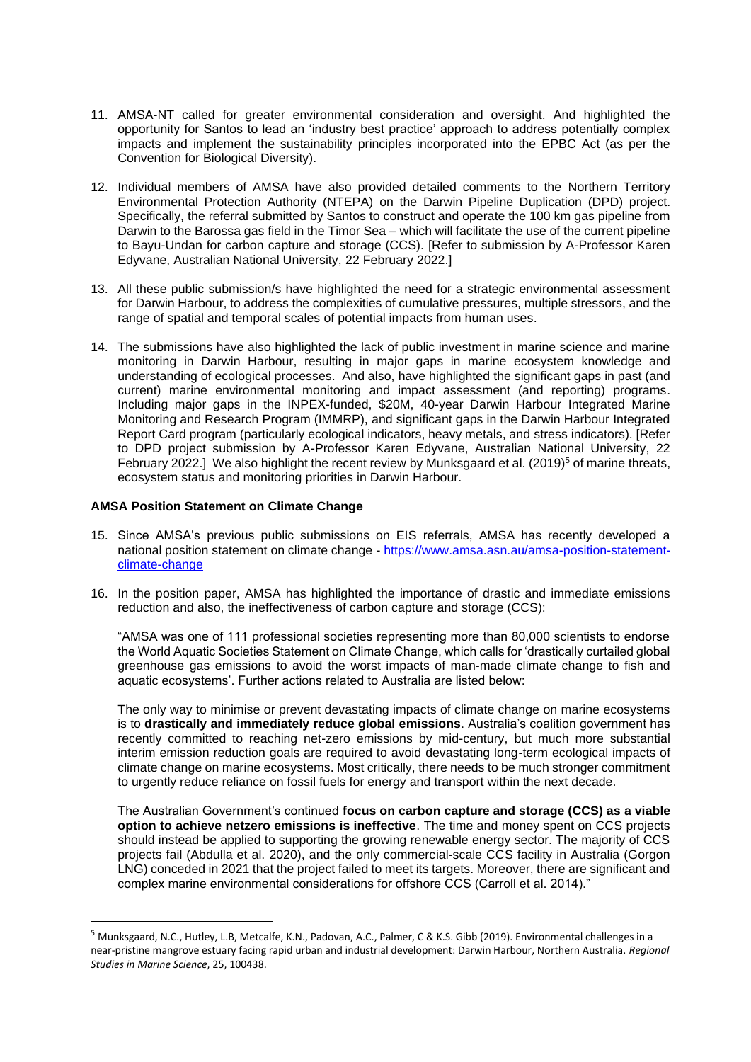11. AMSA-NT called for greater environmental consideration and oversight. And highlighted the opportunity for Santos to lead an 'industry best practice' approach to address potentially complex impacts and implement the sustainability principles incorporated into the EPBC Act (as per the Convention for Biological Diversity).

12. Individual members of AMSA have also provided detailed comments to the Northern Territory Environmental Protection Authority (NTEPA) on the Darwin Pipeline Duplication (DPD) project. Specifically, the referral submitted by Santos to construct and operate the 100 km gas pipeline from Darwin to the Barossa gas field in the Timor Sea – which will facilitate the use of the current pipeline to Bayu-Undan for carbon capture and storage (CCS). [Refer to submission by A-Professor Karen Edyvane, Australian National University, 22 February 2022.]

13. All these public submission/s have highlighted the need for a strategic environmental assessment for Darwin Harbour, to address the complexities of cumulative pressures, multiple stressors, and the range of spatial and temporal scales of potential impacts from human uses.

14. The submissions have also highlighted the lack of public investment in marine science and marine monitoring in Darwin Harbour, resulting in major gaps in marine ecosystem knowledge and understanding of ecological processes. And also, have highlighted the significant gaps in past (and current) marine environmental monitoring and impact assessment (and reporting) programs. Including major gaps in the INPEX-funded, $20M, 40-year Darwin Harbour Integrated Marine Monitoring and Research Program (IMMRP), and significant gaps in the Darwin Harbour Integrated Report Card program (particularly ecological indicators, heavy metals, and stress indicators). [Refer to DPD project submission by A-Professor Karen Edyvane, Australian National University, 22 February 2022.] We also highlight the recent review by Munksgaard et al. (2019)[5] of marine threats, ecosystem status and monitoring priorities in Darwin Harbour.

**AMSA Position Statement on Climate Change**

15. Since AMSA's previous public submissions on EIS referrals, AMSA has recently developed a national position statement on climate change - https://www.amsa.asn.au/amsa-position-statement-climate-change

16. In the position paper, AMSA has highlighted the importance of drastic and immediate emissions reduction and also, the ineffectiveness of carbon capture and storage (CCS):

    "AMSA was one of 111 professional societies representing more than 80,000 scientists to endorse the World Aquatic Societies Statement on Climate Change, which calls for 'drastically curtailed global greenhouse gas emissions to avoid the worst impacts of man-made climate change to fish and aquatic ecosystems'. Further actions related to Australia are listed below:

    The only way to minimise or prevent devastating impacts of climate change on marine ecosystems is to **drastically and immediately reduce global emissions**. Australia's coalition government has recently committed to reaching net-zero emissions by mid-century, but much more substantial interim emission reduction goals are required to avoid devastating long-term ecological impacts of climate change on marine ecosystems. Most critically, there needs to be much stronger commitment to urgently reduce reliance on fossil fuels for energy and transport within the next decade.

    The Australian Government's continued **focus on carbon capture and storage (CCS) as a viable option to achieve netzero emissions is ineffective**. The time and money spent on CCS projects should instead be applied to supporting the growing renewable energy sector. The majority of CCS projects fail (Abdulla et al. 2020), and the only commercial-scale CCS facility in Australia (Gorgon LNG) conceded in 2021 that the project failed to meet its targets. Moreover, there are significant and complex marine environmental considerations for offshore CCS (Carroll et al. 2014)."

[5] Munksgaard, N.C., Hutley, L.B, Metcalfe, K.N., Padovan, A.C., Palmer, C & K.S. Gibb (2019). Environmental challenges in a near-pristine mangrove estuary facing rapid urban and industrial development: Darwin Harbour, Northern Australia. *Regional Studies in Marine Science*, 25, 100438.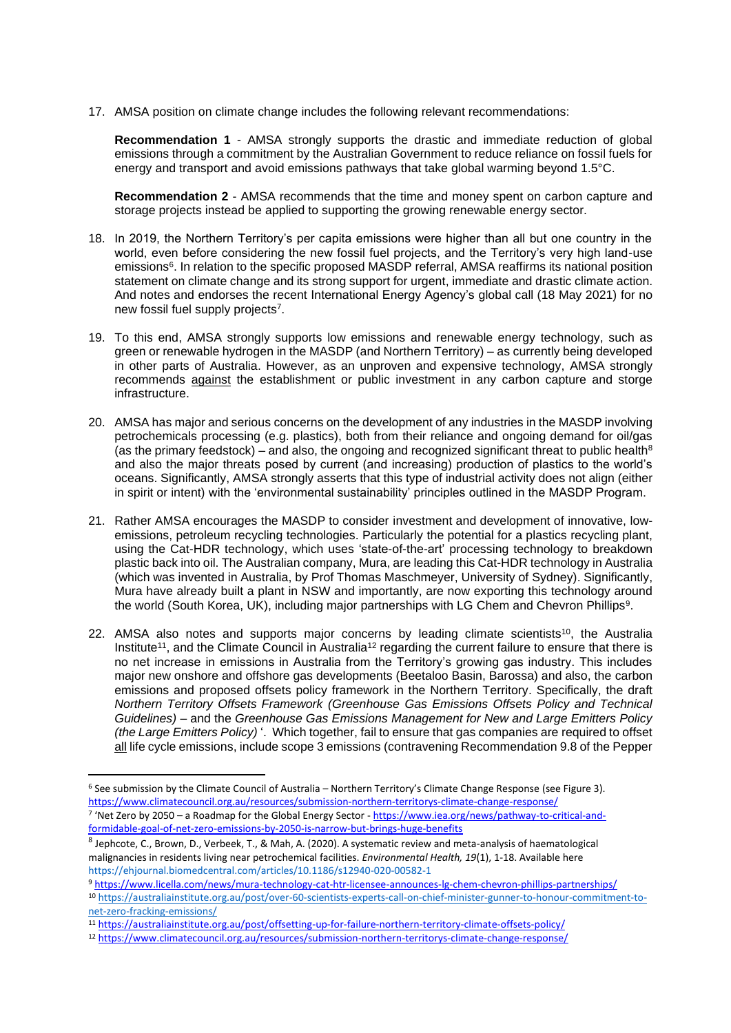17. AMSA position on climate change includes the following relevant recommendations:

    **Recommendation 1** - AMSA strongly supports the drastic and immediate reduction of global emissions through a commitment by the Australian Government to reduce reliance on fossil fuels for energy and transport and avoid emissions pathways that take global warming beyond 1.5°C.

    **Recommendation 2** - AMSA recommends that the time and money spent on carbon capture and storage projects instead be applied to supporting the growing renewable energy sector.

18. In 2019, the Northern Territory's per capita emissions were higher than all but one country in the world, even before considering the new fossil fuel projects, and the Territory's very high land-use emissions[6]. In relation to the specific proposed MASDP referral, AMSA reaffirms its national position statement on climate change and its strong support for urgent, immediate and drastic climate action. And notes and endorses the recent International Energy Agency's global call (18 May 2021) for no new fossil fuel supply projects[7].

19. To this end, AMSA strongly supports low emissions and renewable energy technology, such as green or renewable hydrogen in the MASDP (and Northern Territory) – as currently being developed in other parts of Australia. However, as an unproven and expensive technology, AMSA strongly recommends against the establishment or public investment in any carbon capture and storge infrastructure.

20. AMSA has major and serious concerns on the development of any industries in the MASDP involving petrochemicals processing (e.g. plastics), both from their reliance and ongoing demand for oil/gas (as the primary feedstock) – and also, the ongoing and recognized significant threat to public health[8] and also the major threats posed by current (and increasing) production of plastics to the world's oceans. Significantly, AMSA strongly asserts that this type of industrial activity does not align (either in spirit or intent) with the 'environmental sustainability' principles outlined in the MASDP Program.

21. Rather AMSA encourages the MASDP to consider investment and development of innovative, low-emissions, petroleum recycling technologies. Particularly the potential for a plastics recycling plant, using the Cat-HDR technology, which uses 'state-of-the-art' processing technology to breakdown plastic back into oil. The Australian company, Mura, are leading this Cat-HDR technology in Australia (which was invented in Australia, by Prof Thomas Maschmeyer, University of Sydney). Significantly, Mura have already built a plant in NSW and importantly, are now exporting this technology around the world (South Korea, UK), including major partnerships with LG Chem and Chevron Phillips[9].

22. AMSA also notes and supports major concerns by leading climate scientists[10], the Australia Institute[11], and the Climate Council in Australia[12] regarding the current failure to ensure that there is no net increase in emissions in Australia from the Territory's growing gas industry. This includes major new onshore and offshore gas developments (Beetaloo Basin, Barossa) and also, the carbon emissions and proposed offsets policy framework in the Northern Territory. Specifically, the draft *Northern Territory Offsets Framework (Greenhouse Gas Emissions Offsets Policy and Technical Guidelines)* – and the *Greenhouse Gas Emissions Management for New and Large Emitters Policy (the Large Emitters Policy)* '. Which together, fail to ensure that gas companies are required to offset all life cycle emissions, include scope 3 emissions (contravening Recommendation 9.8 of the Pepper

---

[6] See submission by the Climate Council of Australia – Northern Territory's Climate Change Response (see Figure 3). https://www.climatecouncil.org.au/resources/submission-northern-territorys-climate-change-response/

[7] 'Net Zero by 2050 – a Roadmap for the Global Energy Sector - https://www.iea.org/news/pathway-to-critical-and-formidable-goal-of-net-zero-emissions-by-2050-is-narrow-but-brings-huge-benefits

[8] Jephcote, C., Brown, D., Verbeek, T., & Mah, A. (2020). A systematic review and meta-analysis of haematological malignancies in residents living near petrochemical facilities. *Environmental Health, 19*(1), 1-18. Available here https://ehjournal.biomedcentral.com/articles/10.1186/s12940-020-00582-1

[9] https://www.licella.com/news/mura-technology-cat-htr-licensee-announces-lg-chem-chevron-phillips-partnerships/

[10] https://australiainstitute.org.au/post/over-60-scientists-experts-call-on-chief-minister-gunner-to-honour-commitment-to-net-zero-fracking-emissions/

[11] https://australiainstitute.org.au/post/offsetting-up-for-failure-northern-territory-climate-offsets-policy/

[12] https://www.climatecouncil.org.au/resources/submission-northern-territorys-climate-change-response/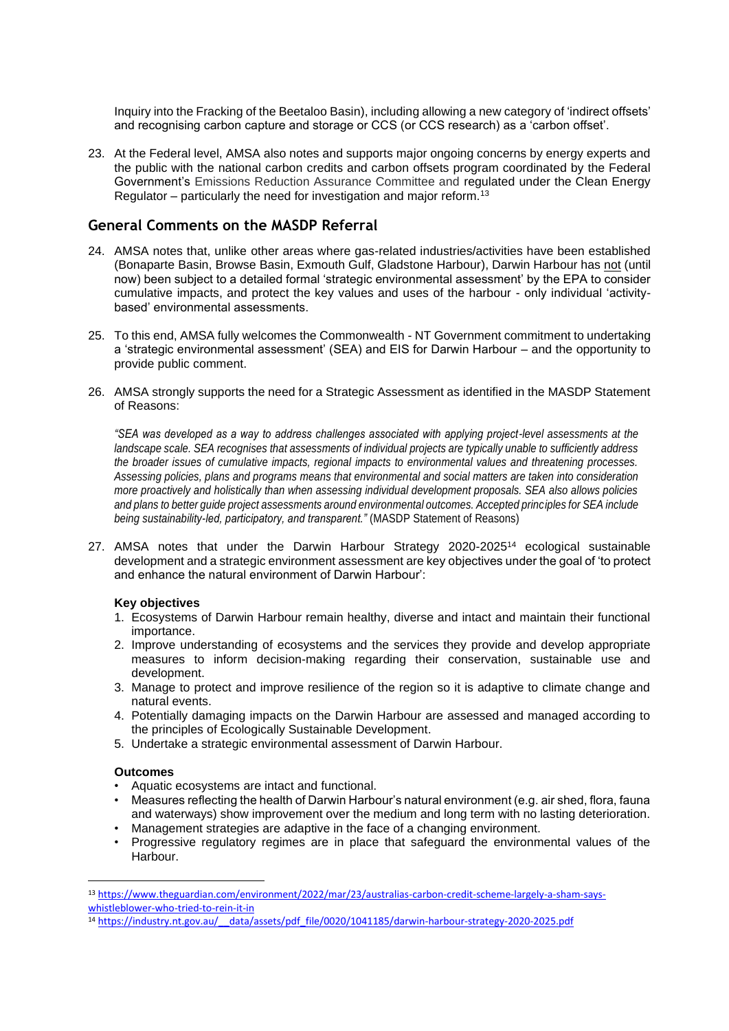Inquiry into the Fracking of the Beetaloo Basin), including allowing a new category of 'indirect offsets' and recognising carbon capture and storage or CCS (or CCS research) as a 'carbon offset'.

23. At the Federal level, AMSA also notes and supports major ongoing concerns by energy experts and the public with the national carbon credits and carbon offsets program coordinated by the Federal Government's Emissions Reduction Assurance Committee and regulated under the Clean Energy Regulator – particularly the need for investigation and major reform.[13]

## General Comments on the MASDP Referral

24. AMSA notes that, unlike other areas where gas-related industries/activities have been established (Bonaparte Basin, Browse Basin, Exmouth Gulf, Gladstone Harbour), Darwin Harbour has not (until now) been subject to a detailed formal 'strategic environmental assessment' by the EPA to consider cumulative impacts, and protect the key values and uses of the harbour - only individual 'activity-based' environmental assessments.

25. To this end, AMSA fully welcomes the Commonwealth - NT Government commitment to undertaking a 'strategic environmental assessment' (SEA) and EIS for Darwin Harbour – and the opportunity to provide public comment.

26. AMSA strongly supports the need for a Strategic Assessment as identified in the MASDP Statement of Reasons:

    *"SEA was developed as a way to address challenges associated with applying project-level assessments at the landscape scale. SEA recognises that assessments of individual projects are typically unable to sufficiently address the broader issues of cumulative impacts, regional impacts to environmental values and threatening processes. Assessing policies, plans and programs means that environmental and social matters are taken into consideration more proactively and holistically than when assessing individual development proposals. SEA also allows policies and plans to better guide project assessments around environmental outcomes. Accepted principles for SEA include being sustainability-led, participatory, and transparent."* (MASDP Statement of Reasons)

27. AMSA notes that under the Darwin Harbour Strategy 2020-2025[14] ecological sustainable development and a strategic environment assessment are key objectives under the goal of 'to protect and enhance the natural environment of Darwin Harbour':

    **Key objectives**

    1. Ecosystems of Darwin Harbour remain healthy, diverse and intact and maintain their functional importance.
    2. Improve understanding of ecosystems and the services they provide and develop appropriate measures to inform decision-making regarding their conservation, sustainable use and development.
    3. Manage to protect and improve resilience of the region so it is adaptive to climate change and natural events.
    4. Potentially damaging impacts on the Darwin Harbour are assessed and managed according to the principles of Ecologically Sustainable Development.
    5. Undertake a strategic environmental assessment of Darwin Harbour.

    **Outcomes**

    - Aquatic ecosystems are intact and functional.
    - Measures reflecting the health of Darwin Harbour's natural environment (e.g. air shed, flora, fauna and waterways) show improvement over the medium and long term with no lasting deterioration.
    - Management strategies are adaptive in the face of a changing environment.
    - Progressive regulatory regimes are in place that safeguard the environmental values of the Harbour.

---

[13] https://www.theguardian.com/environment/2022/mar/23/australias-carbon-credit-scheme-largely-a-sham-says-whistleblower-who-tried-to-rein-it-in

[14] https://industry.nt.gov.au/__data/assets/pdf_file/0020/1041185/darwin-harbour-strategy-2020-2025.pdf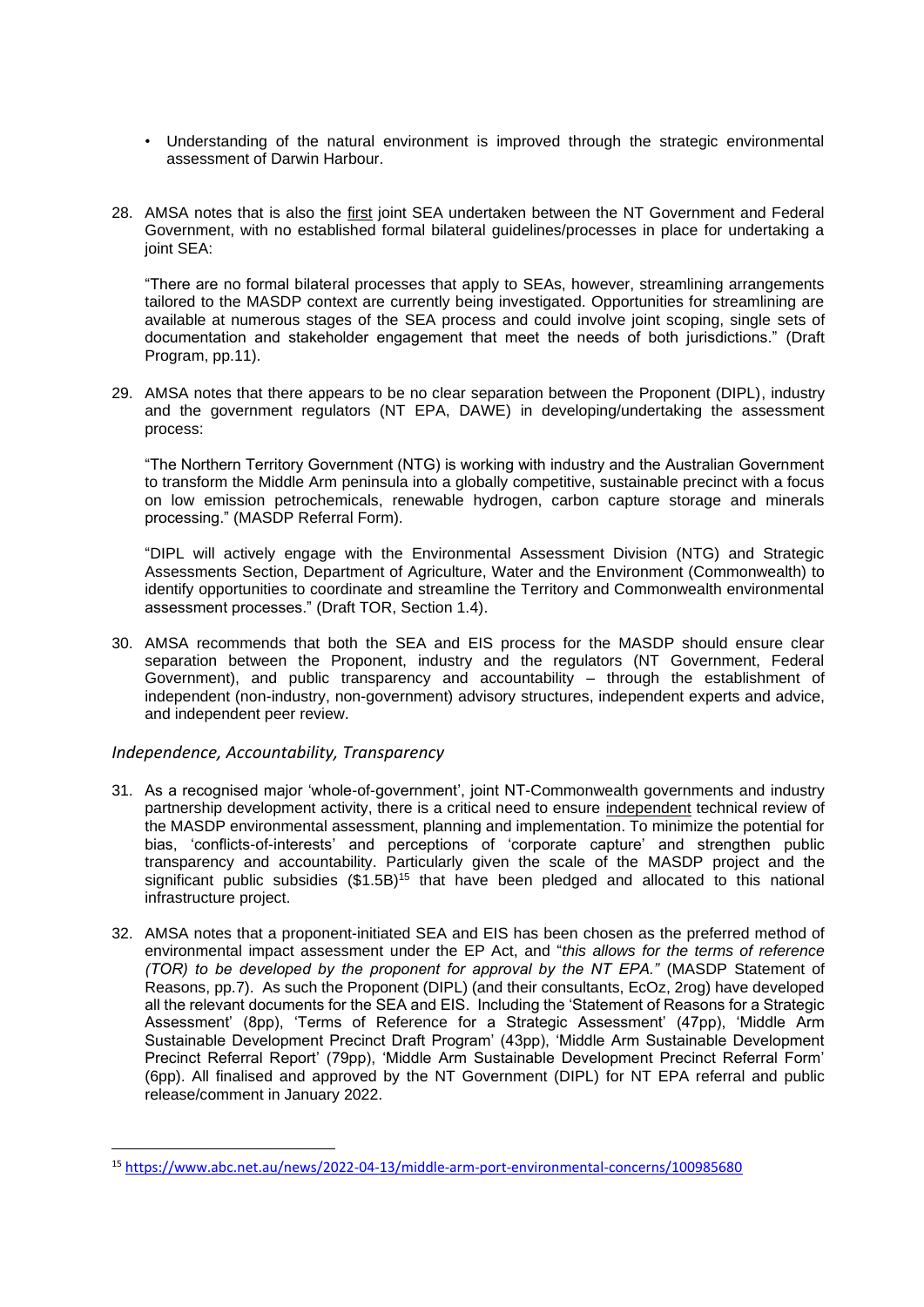- Understanding of the natural environment is improved through the strategic environmental assessment of Darwin Harbour.

28. AMSA notes that is also the first joint SEA undertaken between the NT Government and Federal Government, with no established formal bilateral guidelines/processes in place for undertaking a joint SEA:

    "There are no formal bilateral processes that apply to SEAs, however, streamlining arrangements tailored to the MASDP context are currently being investigated. Opportunities for streamlining are available at numerous stages of the SEA process and could involve joint scoping, single sets of documentation and stakeholder engagement that meet the needs of both jurisdictions." (Draft Program, pp.11).

29. AMSA notes that there appears to be no clear separation between the Proponent (DIPL), industry and the government regulators (NT EPA, DAWE) in developing/undertaking the assessment process:

    "The Northern Territory Government (NTG) is working with industry and the Australian Government to transform the Middle Arm peninsula into a globally competitive, sustainable precinct with a focus on low emission petrochemicals, renewable hydrogen, carbon capture storage and minerals processing." (MASDP Referral Form).

    "DIPL will actively engage with the Environmental Assessment Division (NTG) and Strategic Assessments Section, Department of Agriculture, Water and the Environment (Commonwealth) to identify opportunities to coordinate and streamline the Territory and Commonwealth environmental assessment processes." (Draft TOR, Section 1.4).

30. AMSA recommends that both the SEA and EIS process for the MASDP should ensure clear separation between the Proponent, industry and the regulators (NT Government, Federal Government), and public transparency and accountability – through the establishment of independent (non-industry, non-government) advisory structures, independent experts and advice, and independent peer review.

### *Independence, Accountability, Transparency*

31. As a recognised major 'whole-of-government', joint NT-Commonwealth governments and industry partnership development activity, there is a critical need to ensure independent technical review of the MASDP environmental assessment, planning and implementation. To minimize the potential for bias, 'conflicts-of-interests' and perceptions of 'corporate capture' and strengthen public transparency and accountability. Particularly given the scale of the MASDP project and the significant public subsidies ($1.5B)[15] that have been pledged and allocated to this national infrastructure project.

32. AMSA notes that a proponent-initiated SEA and EIS has been chosen as the preferred method of environmental impact assessment under the EP Act, and "*this allows for the terms of reference (TOR) to be developed by the proponent for approval by the NT EPA.*" (MASDP Statement of Reasons, pp.7). As such the Proponent (DIPL) (and their consultants, EcOz, 2rog) have developed all the relevant documents for the SEA and EIS. Including the 'Statement of Reasons for a Strategic Assessment' (8pp), 'Terms of Reference for a Strategic Assessment' (47pp), 'Middle Arm Sustainable Development Precinct Draft Program' (43pp), 'Middle Arm Sustainable Development Precinct Referral Report' (79pp), 'Middle Arm Sustainable Development Precinct Referral Form' (6pp). All finalised and approved by the NT Government (DIPL) for NT EPA referral and public release/comment in January 2022.

---

[15] https://www.abc.net.au/news/2022-04-13/middle-arm-port-environmental-concerns/100985680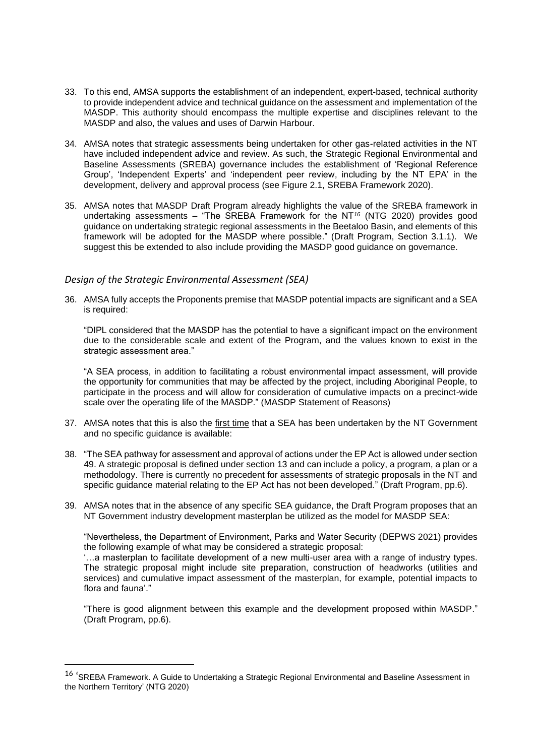33. To this end, AMSA supports the establishment of an independent, expert-based, technical authority to provide independent advice and technical guidance on the assessment and implementation of the MASDP. This authority should encompass the multiple expertise and disciplines relevant to the MASDP and also, the values and uses of Darwin Harbour.

34. AMSA notes that strategic assessments being undertaken for other gas-related activities in the NT have included independent advice and review. As such, the Strategic Regional Environmental and Baseline Assessments (SREBA) governance includes the establishment of 'Regional Reference Group', 'Independent Experts' and 'independent peer review, including by the NT EPA' in the development, delivery and approval process (see Figure 2.1, SREBA Framework 2020).

35. AMSA notes that MASDP Draft Program already highlights the value of the SREBA framework in undertaking assessments – "The SREBA Framework for the NT[16] (NTG 2020) provides good guidance on undertaking strategic regional assessments in the Beetaloo Basin, and elements of this framework will be adopted for the MASDP where possible." (Draft Program, Section 3.1.1). We suggest this be extended to also include providing the MASDP good guidance on governance.

### *Design of the Strategic Environmental Assessment (SEA)*

36. AMSA fully accepts the Proponents premise that MASDP potential impacts are significant and a SEA is required:

    "DIPL considered that the MASDP has the potential to have a significant impact on the environment due to the considerable scale and extent of the Program, and the values known to exist in the strategic assessment area."

    "A SEA process, in addition to facilitating a robust environmental impact assessment, will provide the opportunity for communities that may be affected by the project, including Aboriginal People, to participate in the process and will allow for consideration of cumulative impacts on a precinct-wide scale over the operating life of the MASDP." (MASDP Statement of Reasons)

37. AMSA notes that this is also the <u>first time</u> that a SEA has been undertaken by the NT Government and no specific guidance is available:

38. "The SEA pathway for assessment and approval of actions under the EP Act is allowed under section 49. A strategic proposal is defined under section 13 and can include a policy, a program, a plan or a methodology. There is currently no precedent for assessments of strategic proposals in the NT and specific guidance material relating to the EP Act has not been developed." (Draft Program, pp.6).

39. AMSA notes that in the absence of any specific SEA guidance, the Draft Program proposes that an NT Government industry development masterplan be utilized as the model for MASDP SEA:

    "Nevertheless, the Department of Environment, Parks and Water Security (DEPWS 2021) provides the following example of what may be considered a strategic proposal:
    '…a masterplan to facilitate development of a new multi-user area with a range of industry types. The strategic proposal might include site preparation, construction of headworks (utilities and services) and cumulative impact assessment of the masterplan, for example, potential impacts to flora and fauna'."

    "There is good alignment between this example and the development proposed within MASDP." (Draft Program, pp.6).

---

[16] 'SREBA Framework. A Guide to Undertaking a Strategic Regional Environmental and Baseline Assessment in the Northern Territory' (NTG 2020)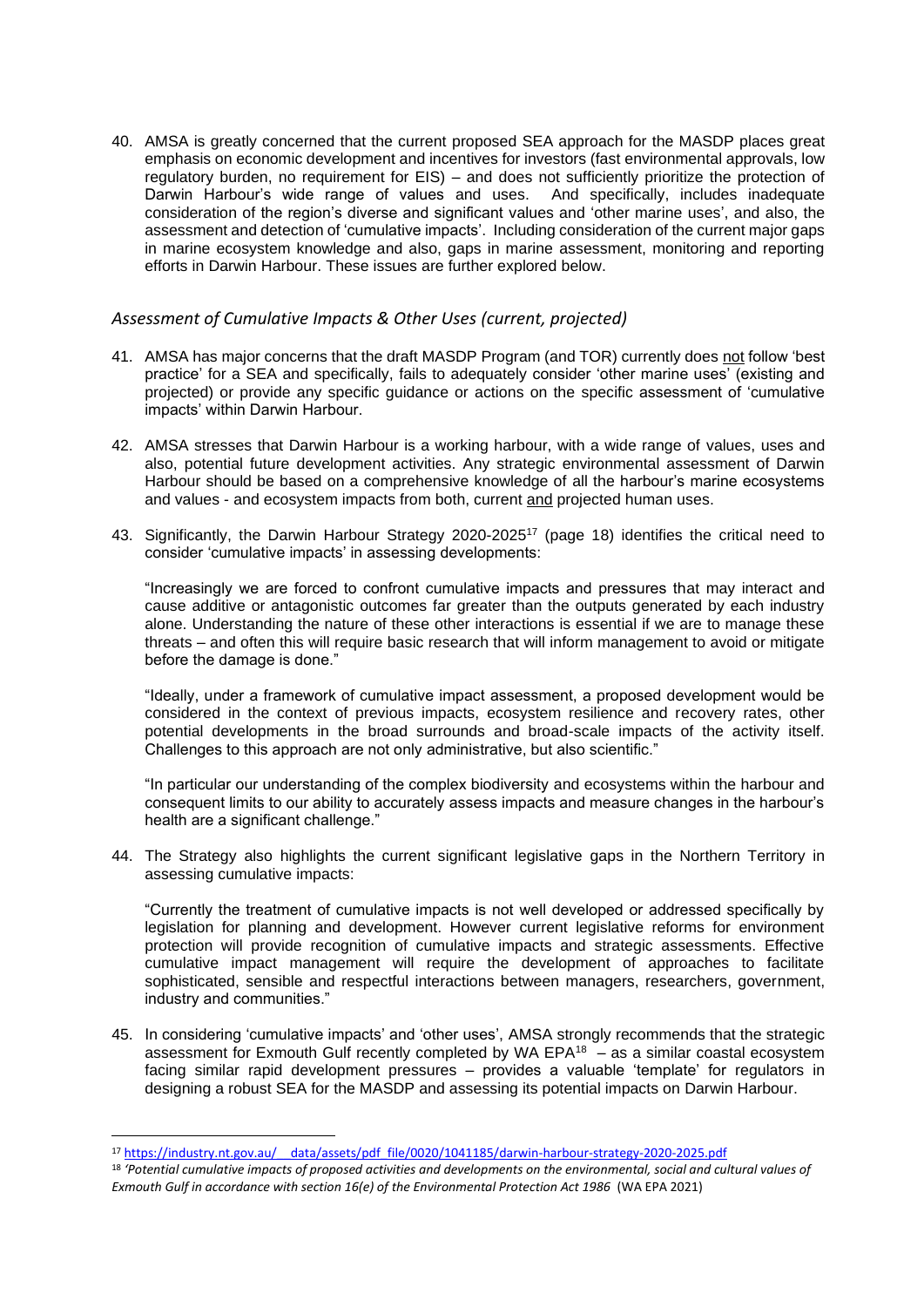40. AMSA is greatly concerned that the current proposed SEA approach for the MASDP places great emphasis on economic development and incentives for investors (fast environmental approvals, low regulatory burden, no requirement for EIS) – and does not sufficiently prioritize the protection of Darwin Harbour's wide range of values and uses. And specifically, includes inadequate consideration of the region's diverse and significant values and 'other marine uses', and also, the assessment and detection of 'cumulative impacts'. Including consideration of the current major gaps in marine ecosystem knowledge and also, gaps in marine assessment, monitoring and reporting efforts in Darwin Harbour. These issues are further explored below.

### *Assessment of Cumulative Impacts & Other Uses (current, projected)*

41. AMSA has major concerns that the draft MASDP Program (and TOR) currently does not follow 'best practice' for a SEA and specifically, fails to adequately consider 'other marine uses' (existing and projected) or provide any specific guidance or actions on the specific assessment of 'cumulative impacts' within Darwin Harbour.

42. AMSA stresses that Darwin Harbour is a working harbour, with a wide range of values, uses and also, potential future development activities. Any strategic environmental assessment of Darwin Harbour should be based on a comprehensive knowledge of all the harbour's marine ecosystems and values - and ecosystem impacts from both, current and projected human uses.

43. Significantly, the Darwin Harbour Strategy 2020-2025[17] (page 18) identifies the critical need to consider 'cumulative impacts' in assessing developments:

    "Increasingly we are forced to confront cumulative impacts and pressures that may interact and cause additive or antagonistic outcomes far greater than the outputs generated by each industry alone. Understanding the nature of these other interactions is essential if we are to manage these threats – and often this will require basic research that will inform management to avoid or mitigate before the damage is done."

    "Ideally, under a framework of cumulative impact assessment, a proposed development would be considered in the context of previous impacts, ecosystem resilience and recovery rates, other potential developments in the broad surrounds and broad-scale impacts of the activity itself. Challenges to this approach are not only administrative, but also scientific."

    "In particular our understanding of the complex biodiversity and ecosystems within the harbour and consequent limits to our ability to accurately assess impacts and measure changes in the harbour's health are a significant challenge."

44. The Strategy also highlights the current significant legislative gaps in the Northern Territory in assessing cumulative impacts:

    "Currently the treatment of cumulative impacts is not well developed or addressed specifically by legislation for planning and development. However current legislative reforms for environment protection will provide recognition of cumulative impacts and strategic assessments. Effective cumulative impact management will require the development of approaches to facilitate sophisticated, sensible and respectful interactions between managers, researchers, government, industry and communities."

45. In considering 'cumulative impacts' and 'other uses', AMSA strongly recommends that the strategic assessment for Exmouth Gulf recently completed by WA EPA[18] – as a similar coastal ecosystem facing similar rapid development pressures – provides a valuable 'template' for regulators in designing a robust SEA for the MASDP and assessing its potential impacts on Darwin Harbour.

---

[17] https://industry.nt.gov.au/__data/assets/pdf_file/0020/1041185/darwin-harbour-strategy-2020-2025.pdf

[18] *'Potential cumulative impacts of proposed activities and developments on the environmental, social and cultural values of Exmouth Gulf in accordance with section 16(e) of the Environmental Protection Act 1986* (WA EPA 2021)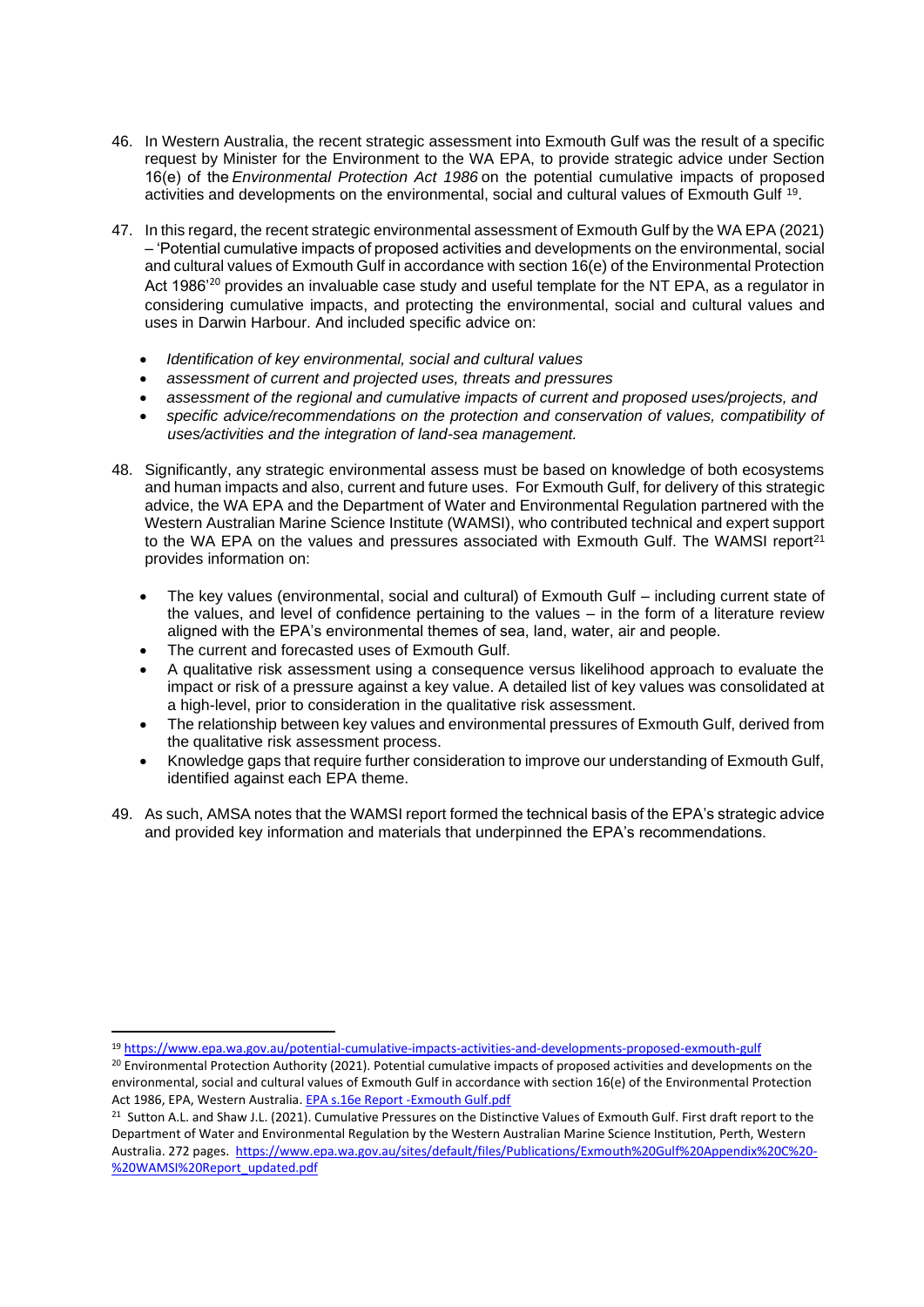46. In Western Australia, the recent strategic assessment into Exmouth Gulf was the result of a specific request by Minister for the Environment to the WA EPA, to provide strategic advice under Section 16(e) of the *Environmental Protection Act 1986* on the potential cumulative impacts of proposed activities and developments on the environmental, social and cultural values of Exmouth Gulf [19].

47. In this regard, the recent strategic environmental assessment of Exmouth Gulf by the WA EPA (2021) – 'Potential cumulative impacts of proposed activities and developments on the environmental, social and cultural values of Exmouth Gulf in accordance with section 16(e) of the Environmental Protection Act 1986'[20] provides an invaluable case study and useful template for the NT EPA, as a regulator in considering cumulative impacts, and protecting the environmental, social and cultural values and uses in Darwin Harbour. And included specific advice on:

    - *Identification of key environmental, social and cultural values*
    - *assessment of current and projected uses, threats and pressures*
    - *assessment of the regional and cumulative impacts of current and proposed uses/projects, and*
    - *specific advice/recommendations on the protection and conservation of values, compatibility of uses/activities and the integration of land-sea management.*

48. Significantly, any strategic environmental assess must be based on knowledge of both ecosystems and human impacts and also, current and future uses. For Exmouth Gulf, for delivery of this strategic advice, the WA EPA and the Department of Water and Environmental Regulation partnered with the Western Australian Marine Science Institute (WAMSI), who contributed technical and expert support to the WA EPA on the values and pressures associated with Exmouth Gulf. The WAMSI report[21] provides information on:

    - The key values (environmental, social and cultural) of Exmouth Gulf – including current state of the values, and level of confidence pertaining to the values – in the form of a literature review aligned with the EPA's environmental themes of sea, land, water, air and people.
    - The current and forecasted uses of Exmouth Gulf.
    - A qualitative risk assessment using a consequence versus likelihood approach to evaluate the impact or risk of a pressure against a key value. A detailed list of key values was consolidated at a high-level, prior to consideration in the qualitative risk assessment.
    - The relationship between key values and environmental pressures of Exmouth Gulf, derived from the qualitative risk assessment process.
    - Knowledge gaps that require further consideration to improve our understanding of Exmouth Gulf, identified against each EPA theme.

49. As such, AMSA notes that the WAMSI report formed the technical basis of the EPA's strategic advice and provided key information and materials that underpinned the EPA's recommendations.

---

[19] https://www.epa.wa.gov.au/potential-cumulative-impacts-activities-and-developments-proposed-exmouth-gulf

[20] Environmental Protection Authority (2021). Potential cumulative impacts of proposed activities and developments on the environmental, social and cultural values of Exmouth Gulf in accordance with section 16(e) of the Environmental Protection Act 1986, EPA, Western Australia. EPA s.16e Report -Exmouth Gulf.pdf

[21] Sutton A.L. and Shaw J.L. (2021). Cumulative Pressures on the Distinctive Values of Exmouth Gulf. First draft report to the Department of Water and Environmental Regulation by the Western Australian Marine Science Institution, Perth, Western Australia. 272 pages. https://www.epa.wa.gov.au/sites/default/files/Publications/Exmouth%20Gulf%20Appendix%20C%20-%20WAMSI%20Report_updated.pdf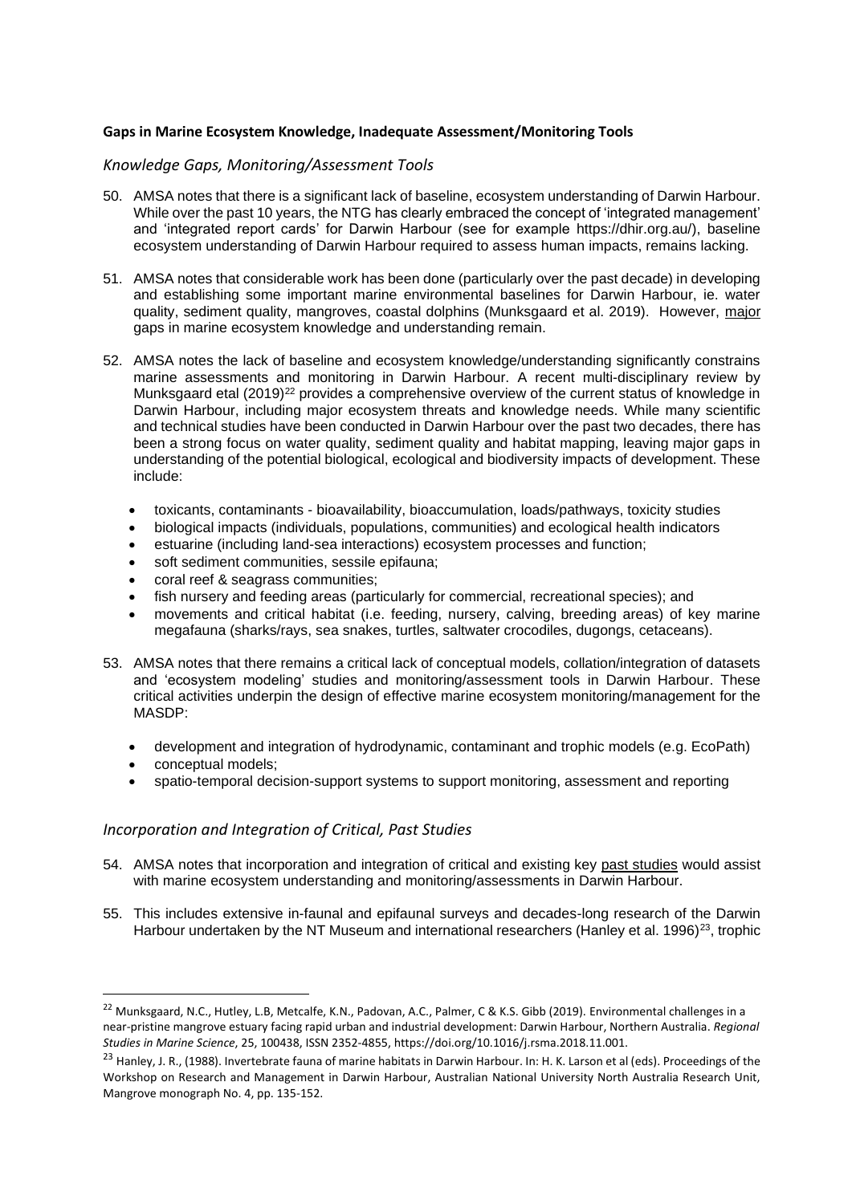**Gaps in Marine Ecosystem Knowledge, Inadequate Assessment/Monitoring Tools**

*Knowledge Gaps, Monitoring/Assessment Tools*

50. AMSA notes that there is a significant lack of baseline, ecosystem understanding of Darwin Harbour. While over the past 10 years, the NTG has clearly embraced the concept of 'integrated management' and 'integrated report cards' for Darwin Harbour (see for example https://dhir.org.au/), baseline ecosystem understanding of Darwin Harbour required to assess human impacts, remains lacking.

51. AMSA notes that considerable work has been done (particularly over the past decade) in developing and establishing some important marine environmental baselines for Darwin Harbour, ie. water quality, sediment quality, mangroves, coastal dolphins (Munksgaard et al. 2019). However, <u>major</u> gaps in marine ecosystem knowledge and understanding remain.

52. AMSA notes the lack of baseline and ecosystem knowledge/understanding significantly constrains marine assessments and monitoring in Darwin Harbour. A recent multi-disciplinary review by Munksgaard etal (2019)[22] provides a comprehensive overview of the current status of knowledge in Darwin Harbour, including major ecosystem threats and knowledge needs. While many scientific and technical studies have been conducted in Darwin Harbour over the past two decades, there has been a strong focus on water quality, sediment quality and habitat mapping, leaving major gaps in understanding of the potential biological, ecological and biodiversity impacts of development. These include:

    - toxicants, contaminants - bioavailability, bioaccumulation, loads/pathways, toxicity studies
    - biological impacts (individuals, populations, communities) and ecological health indicators
    - estuarine (including land-sea interactions) ecosystem processes and function;
    - soft sediment communities, sessile epifauna;
    - coral reef & seagrass communities;
    - fish nursery and feeding areas (particularly for commercial, recreational species); and
    - movements and critical habitat (i.e. feeding, nursery, calving, breeding areas) of key marine megafauna (sharks/rays, sea snakes, turtles, saltwater crocodiles, dugongs, cetaceans).

53. AMSA notes that there remains a critical lack of conceptual models, collation/integration of datasets and 'ecosystem modeling' studies and monitoring/assessment tools in Darwin Harbour. These critical activities underpin the design of effective marine ecosystem monitoring/management for the MASDP:

    - development and integration of hydrodynamic, contaminant and trophic models (e.g. EcoPath)
    - conceptual models;
    - spatio-temporal decision-support systems to support monitoring, assessment and reporting

*Incorporation and Integration of Critical, Past Studies*

54. AMSA notes that incorporation and integration of critical and existing key <u>past studies</u> would assist with marine ecosystem understanding and monitoring/assessments in Darwin Harbour.

55. This includes extensive in-faunal and epifaunal surveys and decades-long research of the Darwin Harbour undertaken by the NT Museum and international researchers (Hanley et al. 1996)[23], trophic

---

[22] Munksgaard, N.C., Hutley, L.B, Metcalfe, K.N., Padovan, A.C., Palmer, C & K.S. Gibb (2019). Environmental challenges in a near-pristine mangrove estuary facing rapid urban and industrial development: Darwin Harbour, Northern Australia. *Regional Studies in Marine Science*, 25, 100438, ISSN 2352-4855, https://doi.org/10.1016/j.rsma.2018.11.001.

[23] Hanley, J. R., (1988). Invertebrate fauna of marine habitats in Darwin Harbour. In: H. K. Larson et al (eds). Proceedings of the Workshop on Research and Management in Darwin Harbour, Australian National University North Australia Research Unit, Mangrove monograph No. 4, pp. 135-152.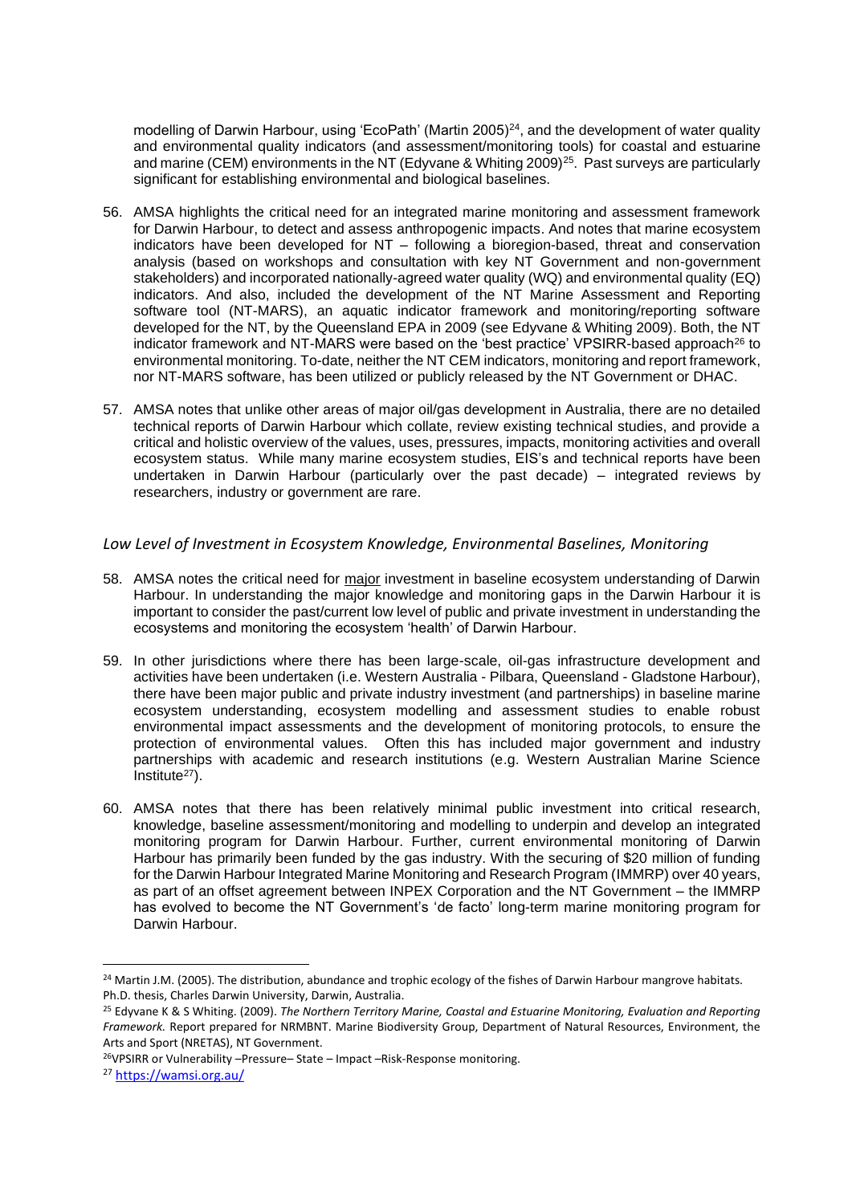modelling of Darwin Harbour, using 'EcoPath' (Martin 2005)[24], and the development of water quality and environmental quality indicators (and assessment/monitoring tools) for coastal and estuarine and marine (CEM) environments in the NT (Edyvane & Whiting 2009)[25]. Past surveys are particularly significant for establishing environmental and biological baselines.

56. AMSA highlights the critical need for an integrated marine monitoring and assessment framework for Darwin Harbour, to detect and assess anthropogenic impacts. And notes that marine ecosystem indicators have been developed for NT – following a bioregion-based, threat and conservation analysis (based on workshops and consultation with key NT Government and non-government stakeholders) and incorporated nationally-agreed water quality (WQ) and environmental quality (EQ) indicators. And also, included the development of the NT Marine Assessment and Reporting software tool (NT-MARS), an aquatic indicator framework and monitoring/reporting software developed for the NT, by the Queensland EPA in 2009 (see Edyvane & Whiting 2009). Both, the NT indicator framework and NT-MARS were based on the 'best practice' VPSIRR-based approach[26] to environmental monitoring. To-date, neither the NT CEM indicators, monitoring and report framework, nor NT-MARS software, has been utilized or publicly released by the NT Government or DHAC.

57. AMSA notes that unlike other areas of major oil/gas development in Australia, there are no detailed technical reports of Darwin Harbour which collate, review existing technical studies, and provide a critical and holistic overview of the values, uses, pressures, impacts, monitoring activities and overall ecosystem status. While many marine ecosystem studies, EIS's and technical reports have been undertaken in Darwin Harbour (particularly over the past decade) – integrated reviews by researchers, industry or government are rare.

### *Low Level of Investment in Ecosystem Knowledge, Environmental Baselines, Monitoring*

58. AMSA notes the critical need for <u>major</u> investment in baseline ecosystem understanding of Darwin Harbour. In understanding the major knowledge and monitoring gaps in the Darwin Harbour it is important to consider the past/current low level of public and private investment in understanding the ecosystems and monitoring the ecosystem 'health' of Darwin Harbour.

59. In other jurisdictions where there has been large-scale, oil-gas infrastructure development and activities have been undertaken (i.e. Western Australia - Pilbara, Queensland - Gladstone Harbour), there have been major public and private industry investment (and partnerships) in baseline marine ecosystem understanding, ecosystem modelling and assessment studies to enable robust environmental impact assessments and the development of monitoring protocols, to ensure the protection of environmental values. Often this has included major government and industry partnerships with academic and research institutions (e.g. Western Australian Marine Science Institute[27]).

60. AMSA notes that there has been relatively minimal public investment into critical research, knowledge, baseline assessment/monitoring and modelling to underpin and develop an integrated monitoring program for Darwin Harbour. Further, current environmental monitoring of Darwin Harbour has primarily been funded by the gas industry. With the securing of $20 million of funding for the Darwin Harbour Integrated Marine Monitoring and Research Program (IMMRP) over 40 years, as part of an offset agreement between INPEX Corporation and the NT Government – the IMMRP has evolved to become the NT Government's 'de facto' long-term marine monitoring program for Darwin Harbour.

---

[24] Martin J.M. (2005). The distribution, abundance and trophic ecology of the fishes of Darwin Harbour mangrove habitats. Ph.D. thesis, Charles Darwin University, Darwin, Australia.

[25] Edyvane K & S Whiting. (2009). *The Northern Territory Marine, Coastal and Estuarine Monitoring, Evaluation and Reporting Framework.* Report prepared for NRMBNT. Marine Biodiversity Group, Department of Natural Resources, Environment, the Arts and Sport (NRETAS), NT Government.

[26] VPSIRR or Vulnerability –Pressure– State – Impact –Risk-Response monitoring.

[27] https://wamsi.org.au/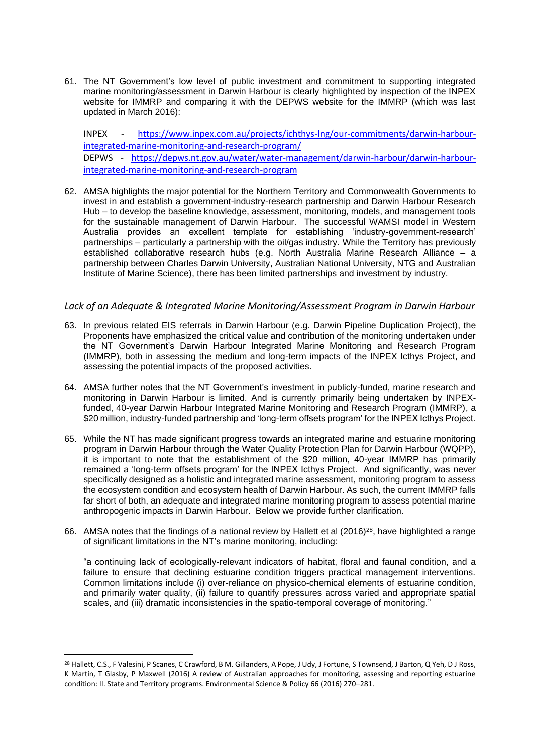61. The NT Government's low level of public investment and commitment to supporting integrated marine monitoring/assessment in Darwin Harbour is clearly highlighted by inspection of the INPEX website for IMMRP and comparing it with the DEPWS website for the IMMRP (which was last updated in March 2016):

    INPEX - https://www.inpex.com.au/projects/ichthys-lng/our-commitments/darwin-harbour-integrated-marine-monitoring-and-research-program/
    DEPWS - https://depws.nt.gov.au/water/water-management/darwin-harbour/darwin-harbour-integrated-marine-monitoring-and-research-program

62. AMSA highlights the major potential for the Northern Territory and Commonwealth Governments to invest in and establish a government-industry-research partnership and Darwin Harbour Research Hub – to develop the baseline knowledge, assessment, monitoring, models, and management tools for the sustainable management of Darwin Harbour. The successful WAMSI model in Western Australia provides an excellent template for establishing 'industry-government-research' partnerships – particularly a partnership with the oil/gas industry. While the Territory has previously established collaborative research hubs (e.g. North Australia Marine Research Alliance – a partnership between Charles Darwin University, Australian National University, NTG and Australian Institute of Marine Science), there has been limited partnerships and investment by industry.

### *Lack of an Adequate & Integrated Marine Monitoring/Assessment Program in Darwin Harbour*

63. In previous related EIS referrals in Darwin Harbour (e.g. Darwin Pipeline Duplication Project), the Proponents have emphasized the critical value and contribution of the monitoring undertaken under the NT Government's Darwin Harbour Integrated Marine Monitoring and Research Program (IMMRP), both in assessing the medium and long-term impacts of the INPEX Icthys Project, and assessing the potential impacts of the proposed activities.

64. AMSA further notes that the NT Government's investment in publicly-funded, marine research and monitoring in Darwin Harbour is limited. And is currently primarily being undertaken by INPEX-funded, 40-year Darwin Harbour Integrated Marine Monitoring and Research Program (IMMRP), a $20 million, industry-funded partnership and 'long-term offsets program' for the INPEX Icthys Project.

65. While the NT has made significant progress towards an integrated marine and estuarine monitoring program in Darwin Harbour through the Water Quality Protection Plan for Darwin Harbour (WQPP), it is important to note that the establishment of the $20 million, 40-year IMMRP has primarily remained a 'long-term offsets program' for the INPEX Icthys Project. And significantly, was never specifically designed as a holistic and integrated marine assessment, monitoring program to assess the ecosystem condition and ecosystem health of Darwin Harbour. As such, the current IMMRP falls far short of both, an adequate and integrated marine monitoring program to assess potential marine anthropogenic impacts in Darwin Harbour. Below we provide further clarification.

66. AMSA notes that the findings of a national review by Hallett et al (2016)[28], have highlighted a range of significant limitations in the NT's marine monitoring, including:

    "a continuing lack of ecologically-relevant indicators of habitat, floral and faunal condition, and a failure to ensure that declining estuarine condition triggers practical management interventions. Common limitations include (i) over-reliance on physico-chemical elements of estuarine condition, and primarily water quality, (ii) failure to quantify pressures across varied and appropriate spatial scales, and (iii) dramatic inconsistencies in the spatio-temporal coverage of monitoring."

---

[28] Hallett, C.S., F Valesini, P Scanes, C Crawford, B M. Gillanders, A Pope, J Udy, J Fortune, S Townsend, J Barton, Q Yeh, D J Ross, K Martin, T Glasby, P Maxwell (2016) A review of Australian approaches for monitoring, assessing and reporting estuarine condition: II. State and Territory programs. Environmental Science & Policy 66 (2016) 270–281.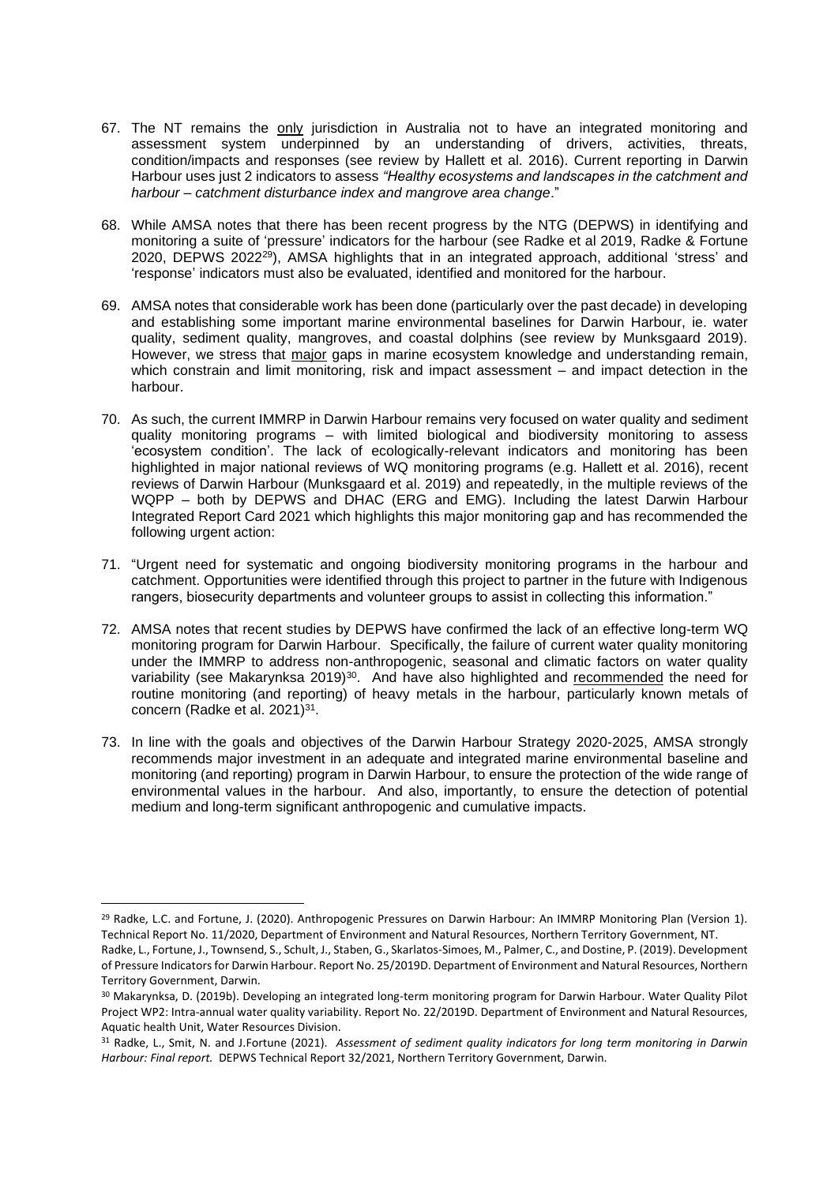67. The NT remains the only jurisdiction in Australia not to have an integrated monitoring and assessment system underpinned by an understanding of drivers, activities, threats, condition/impacts and responses (see review by Hallett et al. 2016). Current reporting in Darwin Harbour uses just 2 indicators to assess *"Healthy ecosystems and landscapes in the catchment and harbour – catchment disturbance index and mangrove area change*."

68. While AMSA notes that there has been recent progress by the NTG (DEPWS) in identifying and monitoring a suite of 'pressure' indicators for the harbour (see Radke et al 2019, Radke & Fortune 2020, DEPWS 2022[29]), AMSA highlights that in an integrated approach, additional 'stress' and 'response' indicators must also be evaluated, identified and monitored for the harbour.

69. AMSA notes that considerable work has been done (particularly over the past decade) in developing and establishing some important marine environmental baselines for Darwin Harbour, ie. water quality, sediment quality, mangroves, and coastal dolphins (see review by Munksgaard 2019). However, we stress that major gaps in marine ecosystem knowledge and understanding remain, which constrain and limit monitoring, risk and impact assessment – and impact detection in the harbour.

70. As such, the current IMMRP in Darwin Harbour remains very focused on water quality and sediment quality monitoring programs – with limited biological and biodiversity monitoring to assess 'ecosystem condition'. The lack of ecologically-relevant indicators and monitoring has been highlighted in major national reviews of WQ monitoring programs (e.g. Hallett et al. 2016), recent reviews of Darwin Harbour (Munksgaard et al. 2019) and repeatedly, in the multiple reviews of the WQPP – both by DEPWS and DHAC (ERG and EMG). Including the latest Darwin Harbour Integrated Report Card 2021 which highlights this major monitoring gap and has recommended the following urgent action:

71. "Urgent need for systematic and ongoing biodiversity monitoring programs in the harbour and catchment. Opportunities were identified through this project to partner in the future with Indigenous rangers, biosecurity departments and volunteer groups to assist in collecting this information."

72. AMSA notes that recent studies by DEPWS have confirmed the lack of an effective long-term WQ monitoring program for Darwin Harbour. Specifically, the failure of current water quality monitoring under the IMMRP to address non-anthropogenic, seasonal and climatic factors on water quality variability (see Makarynksa 2019)[30]. And have also highlighted and recommended the need for routine monitoring (and reporting) of heavy metals in the harbour, particularly known metals of concern (Radke et al. 2021)[31].

73. In line with the goals and objectives of the Darwin Harbour Strategy 2020-2025, AMSA strongly recommends major investment in an adequate and integrated marine environmental baseline and monitoring (and reporting) program in Darwin Harbour, to ensure the protection of the wide range of environmental values in the harbour. And also, importantly, to ensure the detection of potential medium and long-term significant anthropogenic and cumulative impacts.

---

[29] Radke, L.C. and Fortune, J. (2020). Anthropogenic Pressures on Darwin Harbour: An IMMRP Monitoring Plan (Version 1). Technical Report No. 11/2020, Department of Environment and Natural Resources, Northern Territory Government, NT.
Radke, L., Fortune, J., Townsend, S., Schult, J., Staben, G., Skarlatos-Simoes, M., Palmer, C., and Dostine, P. (2019). Development of Pressure Indicators for Darwin Harbour. Report No. 25/2019D. Department of Environment and Natural Resources, Northern Territory Government, Darwin.

[30] Makarynksa, D. (2019b). Developing an integrated long-term monitoring program for Darwin Harbour. Water Quality Pilot Project WP2: Intra-annual water quality variability. Report No. 22/2019D. Department of Environment and Natural Resources, Aquatic health Unit, Water Resources Division.

[31] Radke, L., Smit, N. and J.Fortune (2021). *Assessment of sediment quality indicators for long term monitoring in Darwin Harbour: Final report.* DEPWS Technical Report 32/2021, Northern Territory Government, Darwin.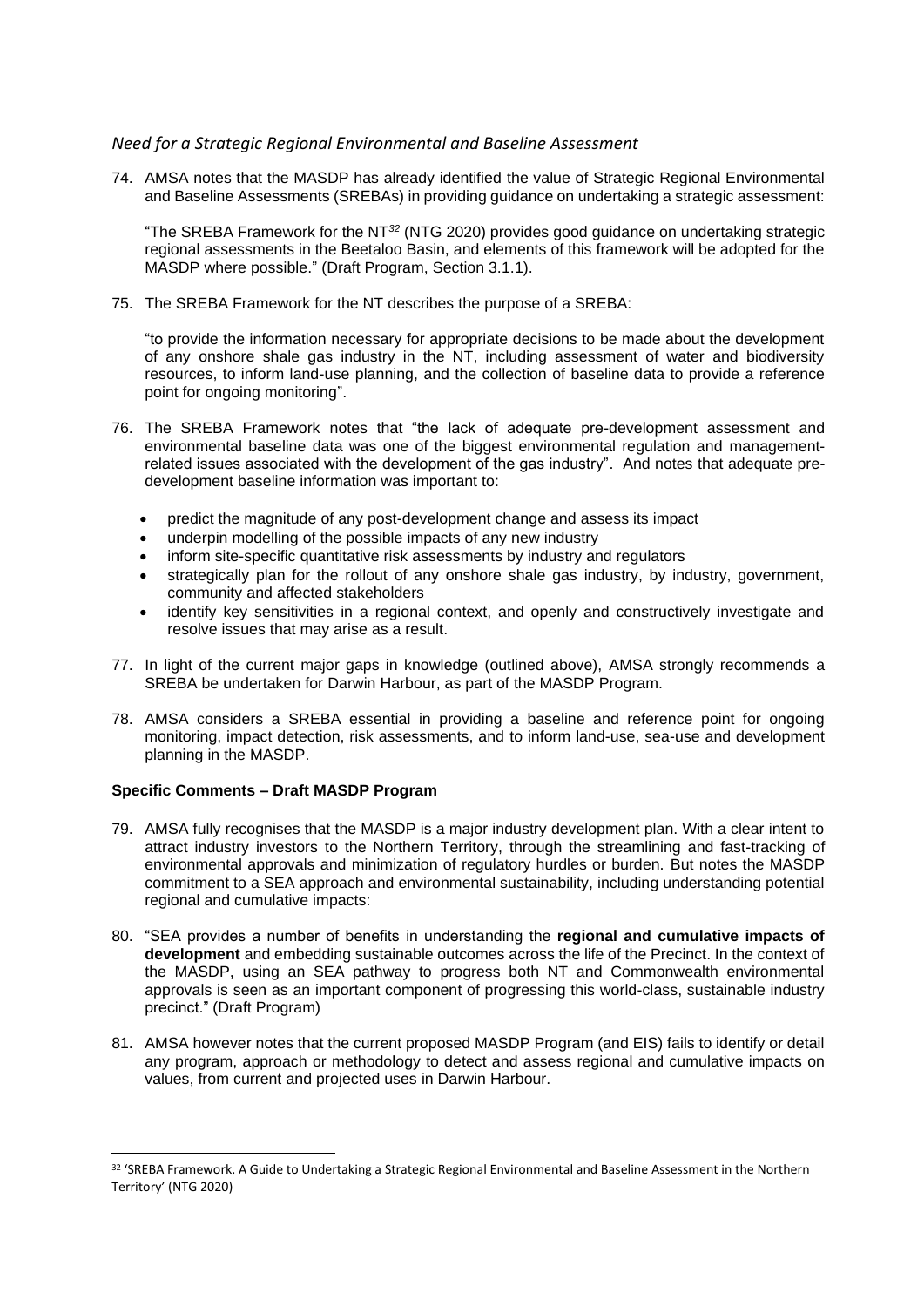*Need for a Strategic Regional Environmental and Baseline Assessment*

74. AMSA notes that the MASDP has already identified the value of Strategic Regional Environmental and Baseline Assessments (SREBAs) in providing guidance on undertaking a strategic assessment:

    "The SREBA Framework for the NT[32] (NTG 2020) provides good guidance on undertaking strategic regional assessments in the Beetaloo Basin, and elements of this framework will be adopted for the MASDP where possible." (Draft Program, Section 3.1.1).

75. The SREBA Framework for the NT describes the purpose of a SREBA:

    "to provide the information necessary for appropriate decisions to be made about the development of any onshore shale gas industry in the NT, including assessment of water and biodiversity resources, to inform land-use planning, and the collection of baseline data to provide a reference point for ongoing monitoring".

76. The SREBA Framework notes that "the lack of adequate pre-development assessment and environmental baseline data was one of the biggest environmental regulation and management-related issues associated with the development of the gas industry". And notes that adequate pre-development baseline information was important to:

    - predict the magnitude of any post-development change and assess its impact
    - underpin modelling of the possible impacts of any new industry
    - inform site-specific quantitative risk assessments by industry and regulators
    - strategically plan for the rollout of any onshore shale gas industry, by industry, government, community and affected stakeholders
    - identify key sensitivities in a regional context, and openly and constructively investigate and resolve issues that may arise as a result.

77. In light of the current major gaps in knowledge (outlined above), AMSA strongly recommends a SREBA be undertaken for Darwin Harbour, as part of the MASDP Program.

78. AMSA considers a SREBA essential in providing a baseline and reference point for ongoing monitoring, impact detection, risk assessments, and to inform land-use, sea-use and development planning in the MASDP.

**Specific Comments – Draft MASDP Program**

79. AMSA fully recognises that the MASDP is a major industry development plan. With a clear intent to attract industry investors to the Northern Territory, through the streamlining and fast-tracking of environmental approvals and minimization of regulatory hurdles or burden. But notes the MASDP commitment to a SEA approach and environmental sustainability, including understanding potential regional and cumulative impacts:

80. "SEA provides a number of benefits in understanding the **regional and cumulative impacts of development** and embedding sustainable outcomes across the life of the Precinct. In the context of the MASDP, using an SEA pathway to progress both NT and Commonwealth environmental approvals is seen as an important component of progressing this world-class, sustainable industry precinct." (Draft Program)

81. AMSA however notes that the current proposed MASDP Program (and EIS) fails to identify or detail any program, approach or methodology to detect and assess regional and cumulative impacts on values, from current and projected uses in Darwin Harbour.

[32] 'SREBA Framework. A Guide to Undertaking a Strategic Regional Environmental and Baseline Assessment in the Northern Territory' (NTG 2020)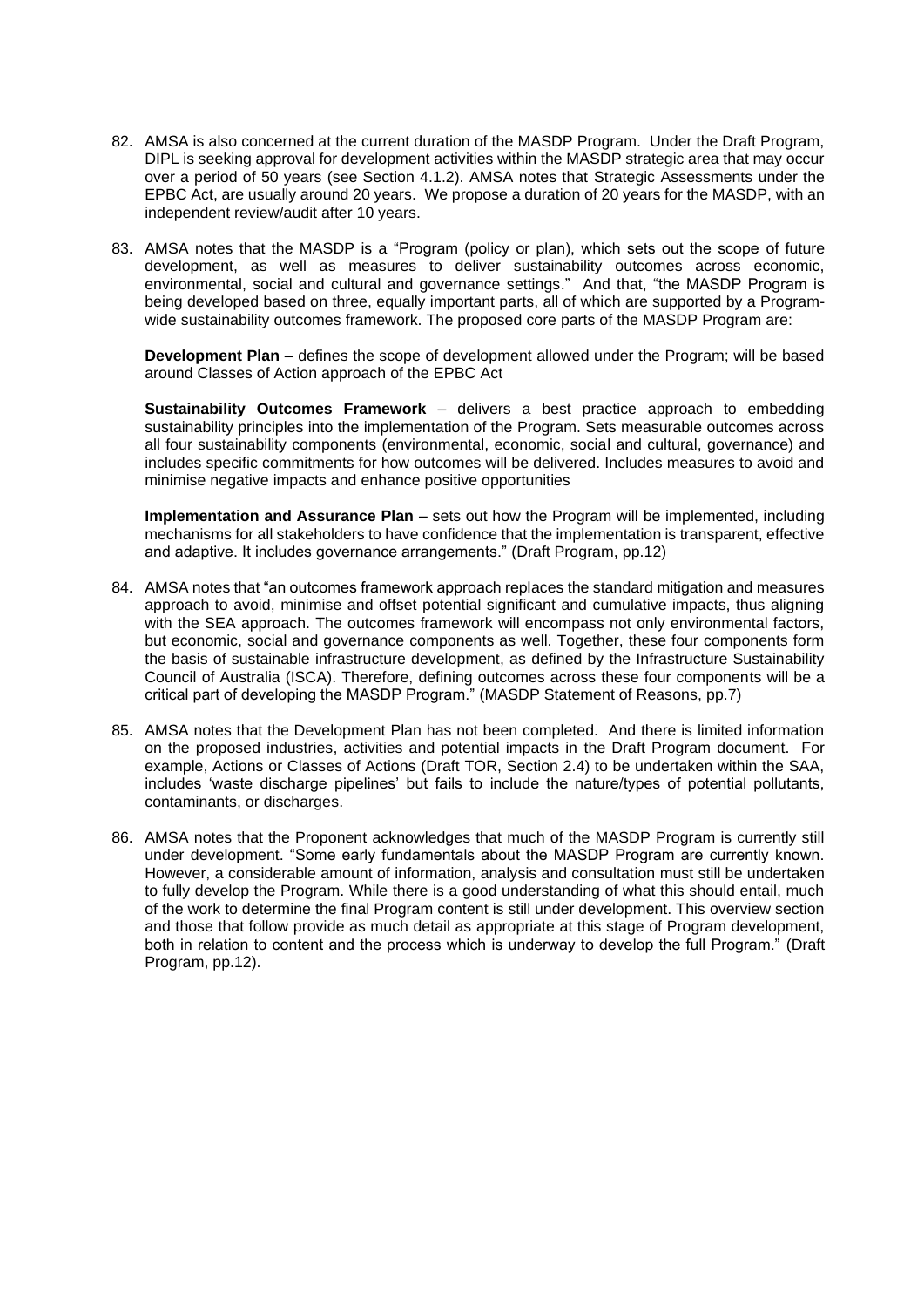82. AMSA is also concerned at the current duration of the MASDP Program. Under the Draft Program, DIPL is seeking approval for development activities within the MASDP strategic area that may occur over a period of 50 years (see Section 4.1.2). AMSA notes that Strategic Assessments under the EPBC Act, are usually around 20 years. We propose a duration of 20 years for the MASDP, with an independent review/audit after 10 years.

83. AMSA notes that the MASDP is a "Program (policy or plan), which sets out the scope of future development, as well as measures to deliver sustainability outcomes across economic, environmental, social and cultural and governance settings." And that, "the MASDP Program is being developed based on three, equally important parts, all of which are supported by a Program-wide sustainability outcomes framework. The proposed core parts of the MASDP Program are:

    **Development Plan** – defines the scope of development allowed under the Program; will be based around Classes of Action approach of the EPBC Act

    **Sustainability Outcomes Framework** – delivers a best practice approach to embedding sustainability principles into the implementation of the Program. Sets measurable outcomes across all four sustainability components (environmental, economic, social and cultural, governance) and includes specific commitments for how outcomes will be delivered. Includes measures to avoid and minimise negative impacts and enhance positive opportunities

    **Implementation and Assurance Plan** – sets out how the Program will be implemented, including mechanisms for all stakeholders to have confidence that the implementation is transparent, effective and adaptive. It includes governance arrangements." (Draft Program, pp.12)

84. AMSA notes that "an outcomes framework approach replaces the standard mitigation and measures approach to avoid, minimise and offset potential significant and cumulative impacts, thus aligning with the SEA approach. The outcomes framework will encompass not only environmental factors, but economic, social and governance components as well. Together, these four components form the basis of sustainable infrastructure development, as defined by the Infrastructure Sustainability Council of Australia (ISCA). Therefore, defining outcomes across these four components will be a critical part of developing the MASDP Program." (MASDP Statement of Reasons, pp.7)

85. AMSA notes that the Development Plan has not been completed. And there is limited information on the proposed industries, activities and potential impacts in the Draft Program document. For example, Actions or Classes of Actions (Draft TOR, Section 2.4) to be undertaken within the SAA, includes 'waste discharge pipelines' but fails to include the nature/types of potential pollutants, contaminants, or discharges.

86. AMSA notes that the Proponent acknowledges that much of the MASDP Program is currently still under development. "Some early fundamentals about the MASDP Program are currently known. However, a considerable amount of information, analysis and consultation must still be undertaken to fully develop the Program. While there is a good understanding of what this should entail, much of the work to determine the final Program content is still under development. This overview section and those that follow provide as much detail as appropriate at this stage of Program development, both in relation to content and the process which is underway to develop the full Program." (Draft Program, pp.12).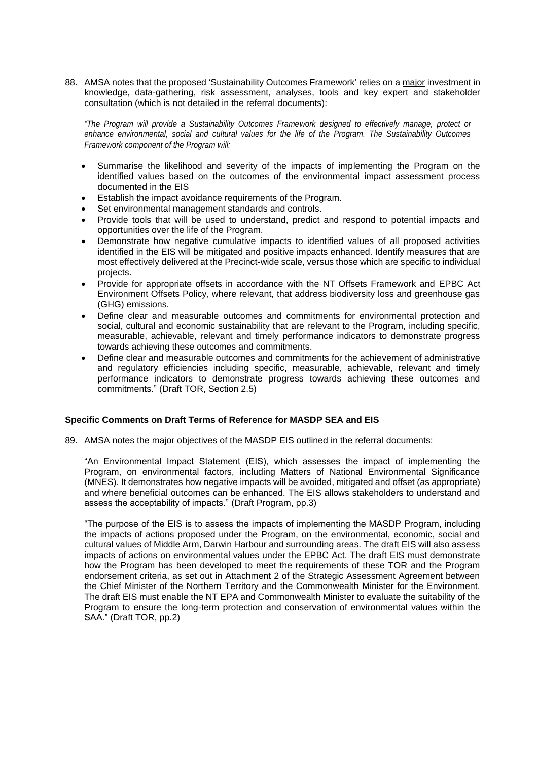88. AMSA notes that the proposed 'Sustainability Outcomes Framework' relies on a major investment in knowledge, data-gathering, risk assessment, analyses, tools and key expert and stakeholder consultation (which is not detailed in the referral documents):

*"The Program will provide a Sustainability Outcomes Framework designed to effectively manage, protect or enhance environmental, social and cultural values for the life of the Program. The Sustainability Outcomes Framework component of the Program will:*

- Summarise the likelihood and severity of the impacts of implementing the Program on the identified values based on the outcomes of the environmental impact assessment process documented in the EIS
- Establish the impact avoidance requirements of the Program.
- Set environmental management standards and controls.
- Provide tools that will be used to understand, predict and respond to potential impacts and opportunities over the life of the Program.
- Demonstrate how negative cumulative impacts to identified values of all proposed activities identified in the EIS will be mitigated and positive impacts enhanced. Identify measures that are most effectively delivered at the Precinct-wide scale, versus those which are specific to individual projects.
- Provide for appropriate offsets in accordance with the NT Offsets Framework and EPBC Act Environment Offsets Policy, where relevant, that address biodiversity loss and greenhouse gas (GHG) emissions.
- Define clear and measurable outcomes and commitments for environmental protection and social, cultural and economic sustainability that are relevant to the Program, including specific, measurable, achievable, relevant and timely performance indicators to demonstrate progress towards achieving these outcomes and commitments.
- Define clear and measurable outcomes and commitments for the achievement of administrative and regulatory efficiencies including specific, measurable, achievable, relevant and timely performance indicators to demonstrate progress towards achieving these outcomes and commitments." (Draft TOR, Section 2.5)

### Specific Comments on Draft Terms of Reference for MASDP SEA and EIS

89. AMSA notes the major objectives of the MASDP EIS outlined in the referral documents:

"An Environmental Impact Statement (EIS), which assesses the impact of implementing the Program, on environmental factors, including Matters of National Environmental Significance (MNES). It demonstrates how negative impacts will be avoided, mitigated and offset (as appropriate) and where beneficial outcomes can be enhanced. The EIS allows stakeholders to understand and assess the acceptability of impacts." (Draft Program, pp.3)

"The purpose of the EIS is to assess the impacts of implementing the MASDP Program, including the impacts of actions proposed under the Program, on the environmental, economic, social and cultural values of Middle Arm, Darwin Harbour and surrounding areas. The draft EIS will also assess impacts of actions on environmental values under the EPBC Act. The draft EIS must demonstrate how the Program has been developed to meet the requirements of these TOR and the Program endorsement criteria, as set out in Attachment 2 of the Strategic Assessment Agreement between the Chief Minister of the Northern Territory and the Commonwealth Minister for the Environment. The draft EIS must enable the NT EPA and Commonwealth Minister to evaluate the suitability of the Program to ensure the long-term protection and conservation of environmental values within the SAA." (Draft TOR, pp.2)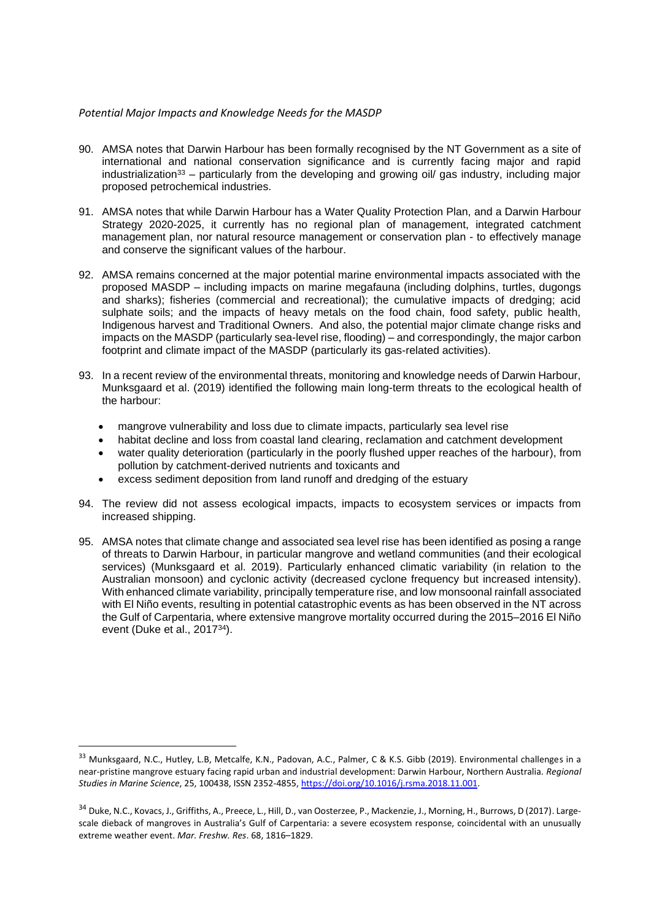*Potential Major Impacts and Knowledge Needs for the MASDP*

90. AMSA notes that Darwin Harbour has been formally recognised by the NT Government as a site of international and national conservation significance and is currently facing major and rapid industrialization[33] – particularly from the developing and growing oil/ gas industry, including major proposed petrochemical industries.

91. AMSA notes that while Darwin Harbour has a Water Quality Protection Plan, and a Darwin Harbour Strategy 2020-2025, it currently has no regional plan of management, integrated catchment management plan, nor natural resource management or conservation plan - to effectively manage and conserve the significant values of the harbour.

92. AMSA remains concerned at the major potential marine environmental impacts associated with the proposed MASDP – including impacts on marine megafauna (including dolphins, turtles, dugongs and sharks); fisheries (commercial and recreational); the cumulative impacts of dredging; acid sulphate soils; and the impacts of heavy metals on the food chain, food safety, public health, Indigenous harvest and Traditional Owners. And also, the potential major climate change risks and impacts on the MASDP (particularly sea-level rise, flooding) – and correspondingly, the major carbon footprint and climate impact of the MASDP (particularly its gas-related activities).

93. In a recent review of the environmental threats, monitoring and knowledge needs of Darwin Harbour, Munksgaard et al. (2019) identified the following main long-term threats to the ecological health of the harbour:

    - mangrove vulnerability and loss due to climate impacts, particularly sea level rise
    - habitat decline and loss from coastal land clearing, reclamation and catchment development
    - water quality deterioration (particularly in the poorly flushed upper reaches of the harbour), from pollution by catchment-derived nutrients and toxicants and
    - excess sediment deposition from land runoff and dredging of the estuary

94. The review did not assess ecological impacts, impacts to ecosystem services or impacts from increased shipping.

95. AMSA notes that climate change and associated sea level rise has been identified as posing a range of threats to Darwin Harbour, in particular mangrove and wetland communities (and their ecological services) (Munksgaard et al. 2019). Particularly enhanced climatic variability (in relation to the Australian monsoon) and cyclonic activity (decreased cyclone frequency but increased intensity). With enhanced climate variability, principally temperature rise, and low monsoonal rainfall associated with El Niño events, resulting in potential catastrophic events as has been observed in the NT across the Gulf of Carpentaria, where extensive mangrove mortality occurred during the 2015–2016 El Niño event (Duke et al., 2017[34]).

---

[33] Munksgaard, N.C., Hutley, L.B, Metcalfe, K.N., Padovan, A.C., Palmer, C & K.S. Gibb (2019). Environmental challenges in a near-pristine mangrove estuary facing rapid urban and industrial development: Darwin Harbour, Northern Australia. *Regional Studies in Marine Science*, 25, 100438, ISSN 2352-4855, https://doi.org/10.1016/j.rsma.2018.11.001.

[34] Duke, N.C., Kovacs, J., Griffiths, A., Preece, L., Hill, D., van Oosterzee, P., Mackenzie, J., Morning, H., Burrows, D (2017). Large-scale dieback of mangroves in Australia's Gulf of Carpentaria: a severe ecosystem response, coincidental with an unusually extreme weather event. *Mar. Freshw. Res*. 68, 1816–1829.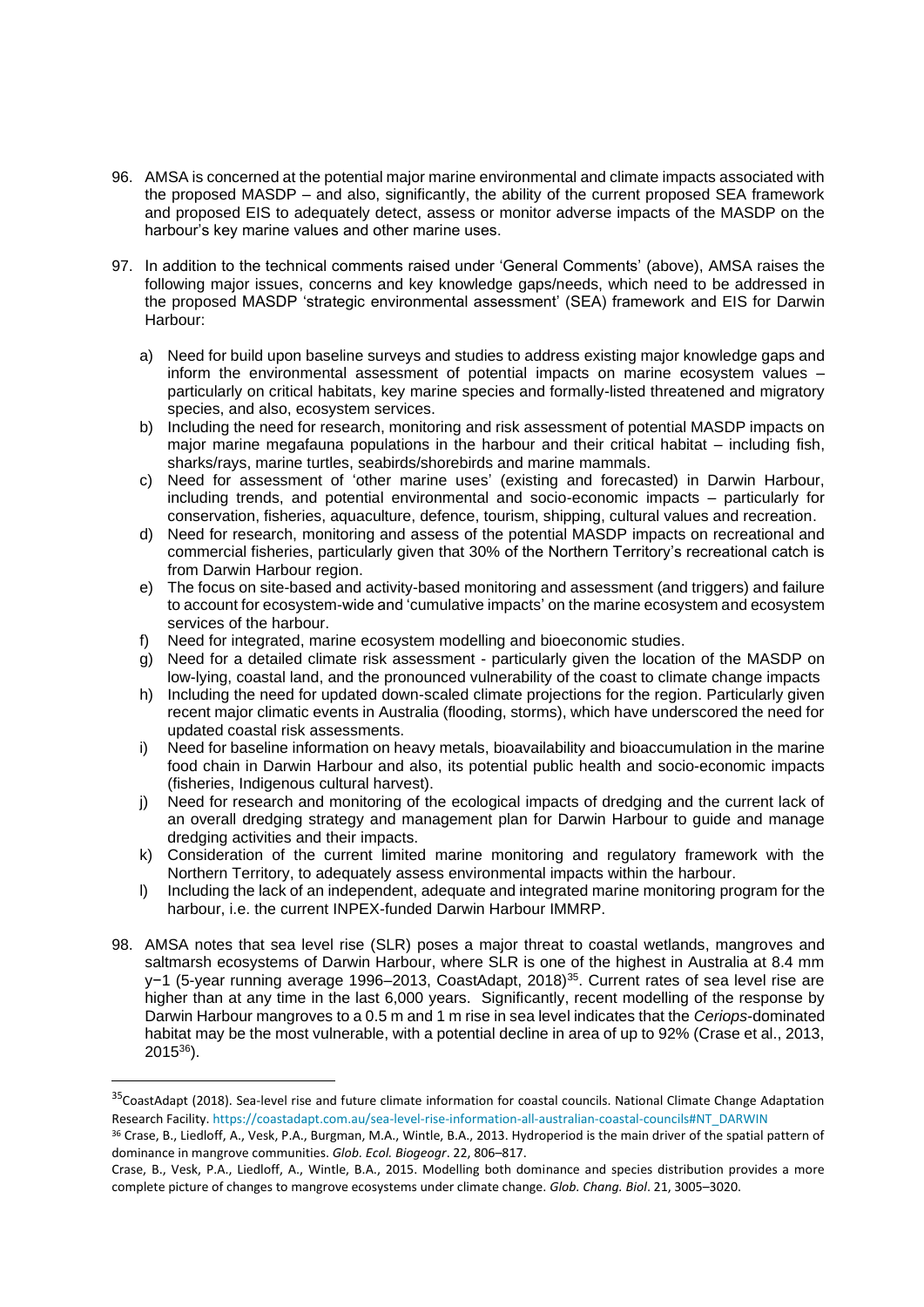96. AMSA is concerned at the potential major marine environmental and climate impacts associated with the proposed MASDP – and also, significantly, the ability of the current proposed SEA framework and proposed EIS to adequately detect, assess or monitor adverse impacts of the MASDP on the harbour's key marine values and other marine uses.

97. In addition to the technical comments raised under 'General Comments' (above), AMSA raises the following major issues, concerns and key knowledge gaps/needs, which need to be addressed in the proposed MASDP 'strategic environmental assessment' (SEA) framework and EIS for Darwin Harbour:

    a) Need for build upon baseline surveys and studies to address existing major knowledge gaps and inform the environmental assessment of potential impacts on marine ecosystem values – particularly on critical habitats, key marine species and formally-listed threatened and migratory species, and also, ecosystem services.
    b) Including the need for research, monitoring and risk assessment of potential MASDP impacts on major marine megafauna populations in the harbour and their critical habitat – including fish, sharks/rays, marine turtles, seabirds/shorebirds and marine mammals.
    c) Need for assessment of 'other marine uses' (existing and forecasted) in Darwin Harbour, including trends, and potential environmental and socio-economic impacts – particularly for conservation, fisheries, aquaculture, defence, tourism, shipping, cultural values and recreation.
    d) Need for research, monitoring and assess of the potential MASDP impacts on recreational and commercial fisheries, particularly given that 30% of the Northern Territory's recreational catch is from Darwin Harbour region.
    e) The focus on site-based and activity-based monitoring and assessment (and triggers) and failure to account for ecosystem-wide and 'cumulative impacts' on the marine ecosystem and ecosystem services of the harbour.
    f) Need for integrated, marine ecosystem modelling and bioeconomic studies.
    g) Need for a detailed climate risk assessment - particularly given the location of the MASDP on low-lying, coastal land, and the pronounced vulnerability of the coast to climate change impacts
    h) Including the need for updated down-scaled climate projections for the region. Particularly given recent major climatic events in Australia (flooding, storms), which have underscored the need for updated coastal risk assessments.
    i) Need for baseline information on heavy metals, bioavailability and bioaccumulation in the marine food chain in Darwin Harbour and also, its potential public health and socio-economic impacts (fisheries, Indigenous cultural harvest).
    j) Need for research and monitoring of the ecological impacts of dredging and the current lack of an overall dredging strategy and management plan for Darwin Harbour to guide and manage dredging activities and their impacts.
    k) Consideration of the current limited marine monitoring and regulatory framework with the Northern Territory, to adequately assess environmental impacts within the harbour.
    l) Including the lack of an independent, adequate and integrated marine monitoring program for the harbour, i.e. the current INPEX-funded Darwin Harbour IMMRP.

98. AMSA notes that sea level rise (SLR) poses a major threat to coastal wetlands, mangroves and saltmarsh ecosystems of Darwin Harbour, where SLR is one of the highest in Australia at 8.4 mm y−1 (5-year running average 1996–2013, CoastAdapt, 2018)[35]. Current rates of sea level rise are higher than at any time in the last 6,000 years. Significantly, recent modelling of the response by Darwin Harbour mangroves to a 0.5 m and 1 m rise in sea level indicates that the *Ceriops*-dominated habitat may be the most vulnerable, with a potential decline in area of up to 92% (Crase et al., 2013, 2015[36]).

---

[35] CoastAdapt (2018). Sea-level rise and future climate information for coastal councils. National Climate Change Adaptation Research Facility. https://coastadapt.com.au/sea-level-rise-information-all-australian-coastal-councils#NT_DARWIN

[36] Crase, B., Liedloff, A., Vesk, P.A., Burgman, M.A., Wintle, B.A., 2013. Hydroperiod is the main driver of the spatial pattern of dominance in mangrove communities. *Glob. Ecol. Biogeogr*. 22, 806–817.

Crase, B., Vesk, P.A., Liedloff, A., Wintle, B.A., 2015. Modelling both dominance and species distribution provides a more complete picture of changes to mangrove ecosystems under climate change. *Glob. Chang. Biol*. 21, 3005–3020.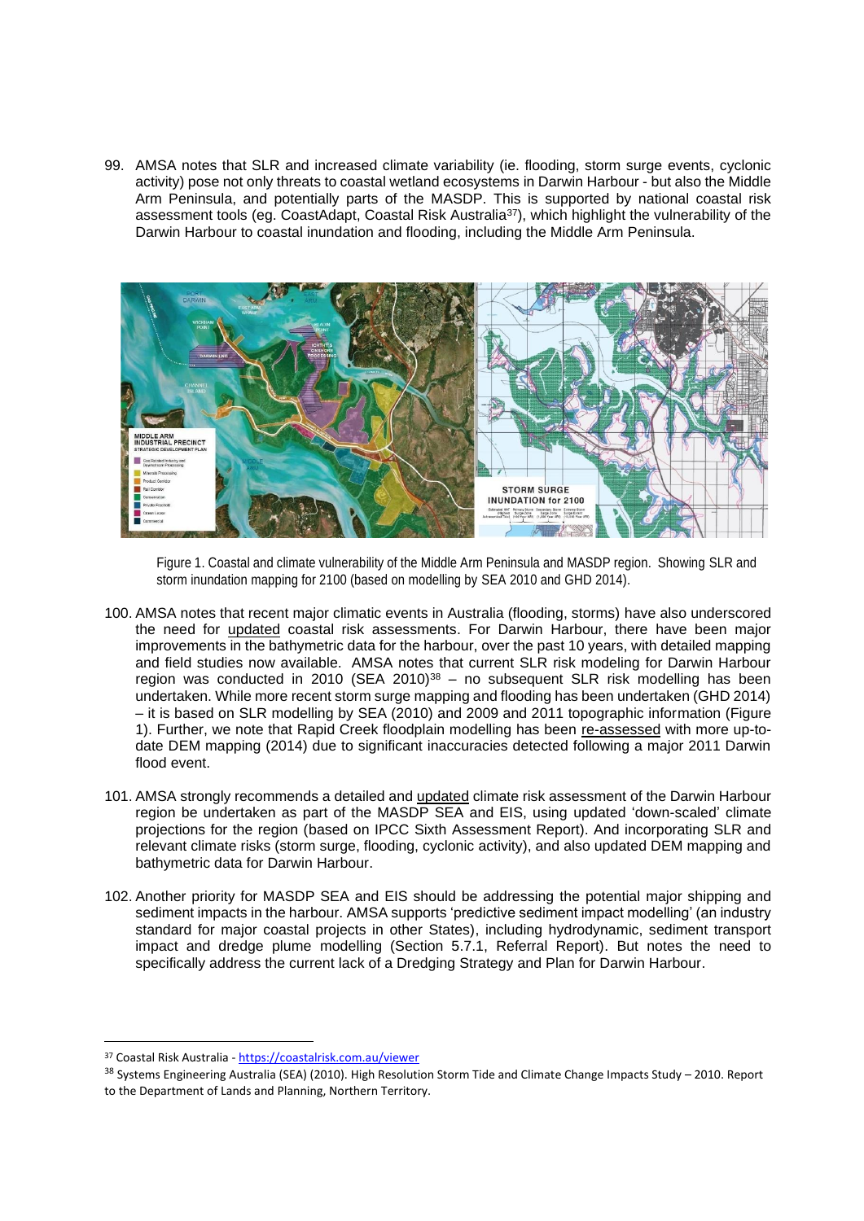99. AMSA notes that SLR and increased climate variability (ie. flooding, storm surge events, cyclonic activity) pose not only threats to coastal wetland ecosystems in Darwin Harbour - but also the Middle Arm Peninsula, and potentially parts of the MASDP. This is supported by national coastal risk assessment tools (eg. CoastAdapt, Coastal Risk Australia[37]), which highlight the vulnerability of the Darwin Harbour to coastal inundation and flooding, including the Middle Arm Peninsula.

Figure 1. Coastal and climate vulnerability of the Middle Arm Peninsula and MASDP region. Showing SLR and storm inundation mapping for 2100 (based on modelling by SEA 2010 and GHD 2014).

100. AMSA notes that recent major climatic events in Australia (flooding, storms) have also underscored the need for updated coastal risk assessments. For Darwin Harbour, there have been major improvements in the bathymetric data for the harbour, over the past 10 years, with detailed mapping and field studies now available. AMSA notes that current SLR risk modeling for Darwin Harbour region was conducted in 2010 (SEA 2010)[38] – no subsequent SLR risk modelling has been undertaken. While more recent storm surge mapping and flooding has been undertaken (GHD 2014) – it is based on SLR modelling by SEA (2010) and 2009 and 2011 topographic information (Figure 1). Further, we note that Rapid Creek floodplain modelling has been re-assessed with more up-to-date DEM mapping (2014) due to significant inaccuracies detected following a major 2011 Darwin flood event.

101. AMSA strongly recommends a detailed and updated climate risk assessment of the Darwin Harbour region be undertaken as part of the MASDP SEA and EIS, using updated 'down-scaled' climate projections for the region (based on IPCC Sixth Assessment Report). And incorporating SLR and relevant climate risks (storm surge, flooding, cyclonic activity), and also updated DEM mapping and bathymetric data for Darwin Harbour.

102. Another priority for MASDP SEA and EIS should be addressing the potential major shipping and sediment impacts in the harbour. AMSA supports 'predictive sediment impact modelling' (an industry standard for major coastal projects in other States), including hydrodynamic, sediment transport impact and dredge plume modelling (Section 5.7.1, Referral Report). But notes the need to specifically address the current lack of a Dredging Strategy and Plan for Darwin Harbour.

[37] Coastal Risk Australia - https://coastalrisk.com.au/viewer

[38] Systems Engineering Australia (SEA) (2010). High Resolution Storm Tide and Climate Change Impacts Study – 2010. Report to the Department of Lands and Planning, Northern Territory.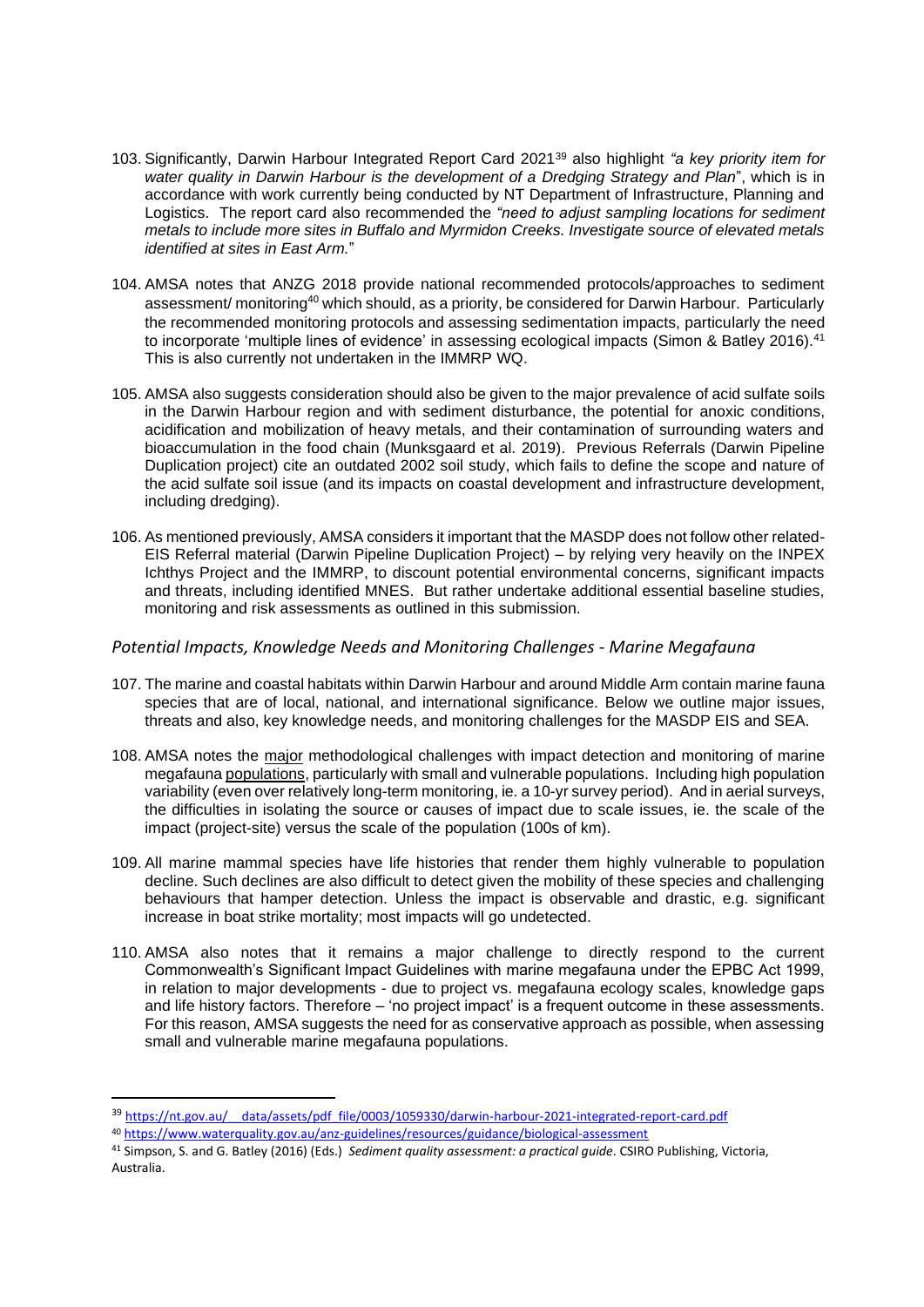103. Significantly, Darwin Harbour Integrated Report Card 2021[39] also highlight *"a key priority item for water quality in Darwin Harbour is the development of a Dredging Strategy and Plan*", which is in accordance with work currently being conducted by NT Department of Infrastructure, Planning and Logistics. The report card also recommended the *"need to adjust sampling locations for sediment metals to include more sites in Buffalo and Myrmidon Creeks. Investigate source of elevated metals identified at sites in East Arm.*"

104. AMSA notes that ANZG 2018 provide national recommended protocols/approaches to sediment assessment/ monitoring[40] which should, as a priority, be considered for Darwin Harbour. Particularly the recommended monitoring protocols and assessing sedimentation impacts, particularly the need to incorporate 'multiple lines of evidence' in assessing ecological impacts (Simon & Batley 2016).[41] This is also currently not undertaken in the IMMRP WQ.

105. AMSA also suggests consideration should also be given to the major prevalence of acid sulfate soils in the Darwin Harbour region and with sediment disturbance, the potential for anoxic conditions, acidification and mobilization of heavy metals, and their contamination of surrounding waters and bioaccumulation in the food chain (Munksgaard et al. 2019). Previous Referrals (Darwin Pipeline Duplication project) cite an outdated 2002 soil study, which fails to define the scope and nature of the acid sulfate soil issue (and its impacts on coastal development and infrastructure development, including dredging).

106. As mentioned previously, AMSA considers it important that the MASDP does not follow other related-EIS Referral material (Darwin Pipeline Duplication Project) – by relying very heavily on the INPEX Ichthys Project and the IMMRP, to discount potential environmental concerns, significant impacts and threats, including identified MNES. But rather undertake additional essential baseline studies, monitoring and risk assessments as outlined in this submission.

### *Potential Impacts, Knowledge Needs and Monitoring Challenges - Marine Megafauna*

107. The marine and coastal habitats within Darwin Harbour and around Middle Arm contain marine fauna species that are of local, national, and international significance. Below we outline major issues, threats and also, key knowledge needs, and monitoring challenges for the MASDP EIS and SEA.

108. AMSA notes the major methodological challenges with impact detection and monitoring of marine megafauna populations, particularly with small and vulnerable populations. Including high population variability (even over relatively long-term monitoring, ie. a 10-yr survey period). And in aerial surveys, the difficulties in isolating the source or causes of impact due to scale issues, ie. the scale of the impact (project-site) versus the scale of the population (100s of km).

109. All marine mammal species have life histories that render them highly vulnerable to population decline. Such declines are also difficult to detect given the mobility of these species and challenging behaviours that hamper detection. Unless the impact is observable and drastic, e.g. significant increase in boat strike mortality; most impacts will go undetected.

110. AMSA also notes that it remains a major challenge to directly respond to the current Commonwealth's Significant Impact Guidelines with marine megafauna under the EPBC Act 1999, in relation to major developments - due to project vs. megafauna ecology scales, knowledge gaps and life history factors. Therefore – 'no project impact' is a frequent outcome in these assessments. For this reason, AMSA suggests the need for as conservative approach as possible, when assessing small and vulnerable marine megafauna populations.

---

[39] https://nt.gov.au/__data/assets/pdf_file/0003/1059330/darwin-harbour-2021-integrated-report-card.pdf

[40] https://www.waterquality.gov.au/anz-guidelines/resources/guidance/biological-assessment

[41] Simpson, S. and G. Batley (2016) (Eds.) *Sediment quality assessment: a practical guide*. CSIRO Publishing, Victoria, Australia.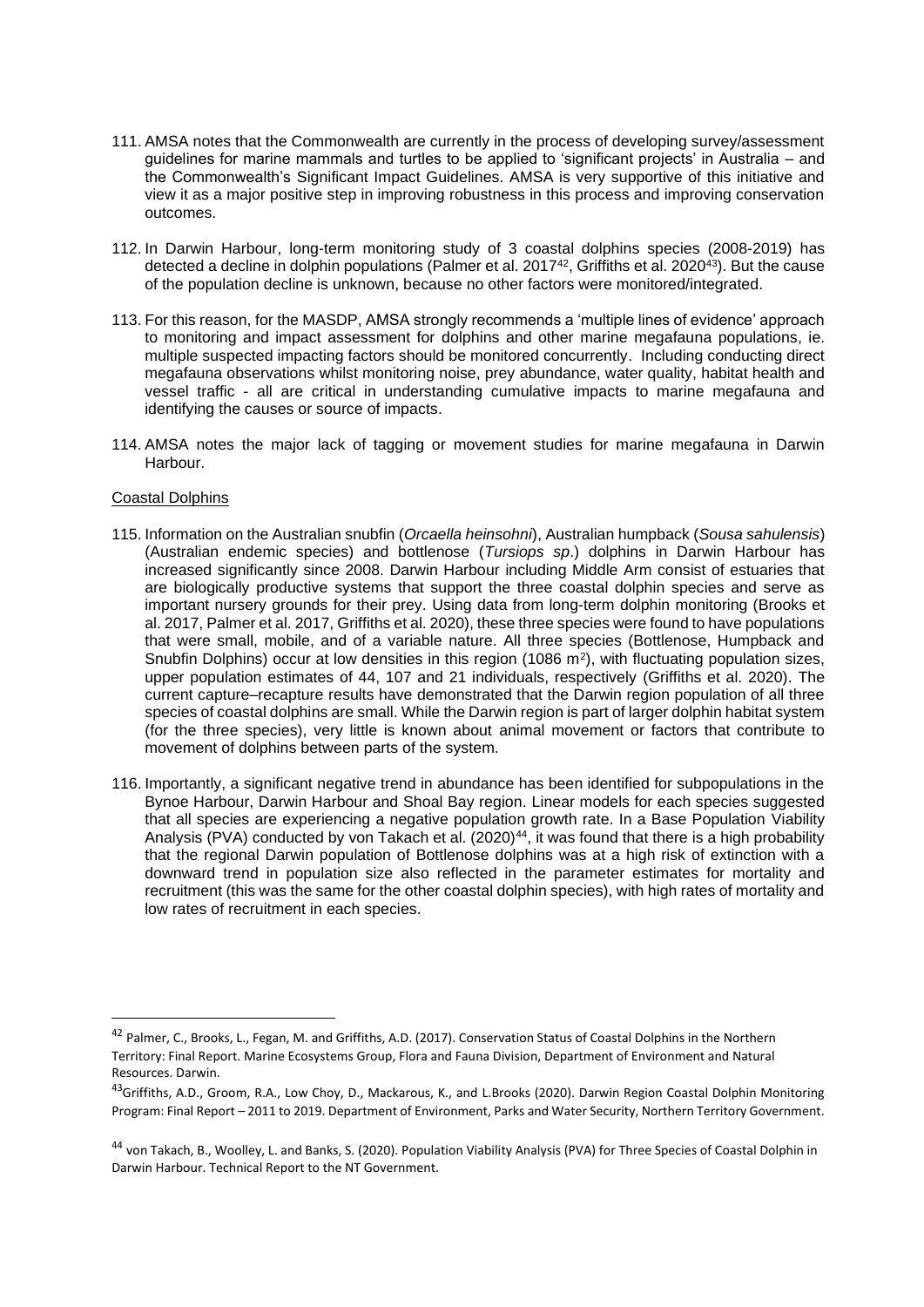111. AMSA notes that the Commonwealth are currently in the process of developing survey/assessment guidelines for marine mammals and turtles to be applied to 'significant projects' in Australia – and the Commonwealth's Significant Impact Guidelines. AMSA is very supportive of this initiative and view it as a major positive step in improving robustness in this process and improving conservation outcomes.

112. In Darwin Harbour, long-term monitoring study of 3 coastal dolphins species (2008-2019) has detected a decline in dolphin populations (Palmer et al. 2017[42], Griffiths et al. 2020[43]). But the cause of the population decline is unknown, because no other factors were monitored/integrated.

113. For this reason, for the MASDP, AMSA strongly recommends a 'multiple lines of evidence' approach to monitoring and impact assessment for dolphins and other marine megafauna populations, ie. multiple suspected impacting factors should be monitored concurrently. Including conducting direct megafauna observations whilst monitoring noise, prey abundance, water quality, habitat health and vessel traffic - all are critical in understanding cumulative impacts to marine megafauna and identifying the causes or source of impacts.

114. AMSA notes the major lack of tagging or movement studies for marine megafauna in Darwin Harbour.

Coastal Dolphins

115. Information on the Australian snubfin (*Orcaella heinsohni*), Australian humpback (*Sousa sahulensis*) (Australian endemic species) and bottlenose (*Tursiops sp*.) dolphins in Darwin Harbour has increased significantly since 2008. Darwin Harbour including Middle Arm consist of estuaries that are biologically productive systems that support the three coastal dolphin species and serve as important nursery grounds for their prey. Using data from long-term dolphin monitoring (Brooks et al. 2017, Palmer et al. 2017, Griffiths et al. 2020), these three species were found to have populations that were small, mobile, and of a variable nature. All three species (Bottlenose, Humpback and Snubfin Dolphins) occur at low densities in this region (1086 $m^2$), with fluctuating population sizes, upper population estimates of 44, 107 and 21 individuals, respectively (Griffiths et al. 2020). The current capture–recapture results have demonstrated that the Darwin region population of all three species of coastal dolphins are small. While the Darwin region is part of larger dolphin habitat system (for the three species), very little is known about animal movement or factors that contribute to movement of dolphins between parts of the system.

116. Importantly, a significant negative trend in abundance has been identified for subpopulations in the Bynoe Harbour, Darwin Harbour and Shoal Bay region. Linear models for each species suggested that all species are experiencing a negative population growth rate. In a Base Population Viability Analysis (PVA) conducted by von Takach et al. (2020)[44], it was found that there is a high probability that the regional Darwin population of Bottlenose dolphins was at a high risk of extinction with a downward trend in population size also reflected in the parameter estimates for mortality and recruitment (this was the same for the other coastal dolphin species), with high rates of mortality and low rates of recruitment in each species.

[42] Palmer, C., Brooks, L., Fegan, M. and Griffiths, A.D. (2017). Conservation Status of Coastal Dolphins in the Northern Territory: Final Report. Marine Ecosystems Group, Flora and Fauna Division, Department of Environment and Natural Resources. Darwin.

[43] Griffiths, A.D., Groom, R.A., Low Choy, D., Mackarous, K., and L.Brooks (2020). Darwin Region Coastal Dolphin Monitoring Program: Final Report – 2011 to 2019. Department of Environment, Parks and Water Security, Northern Territory Government.

[44] von Takach, B., Woolley, L. and Banks, S. (2020). Population Viability Analysis (PVA) for Three Species of Coastal Dolphin in Darwin Harbour. Technical Report to the NT Government.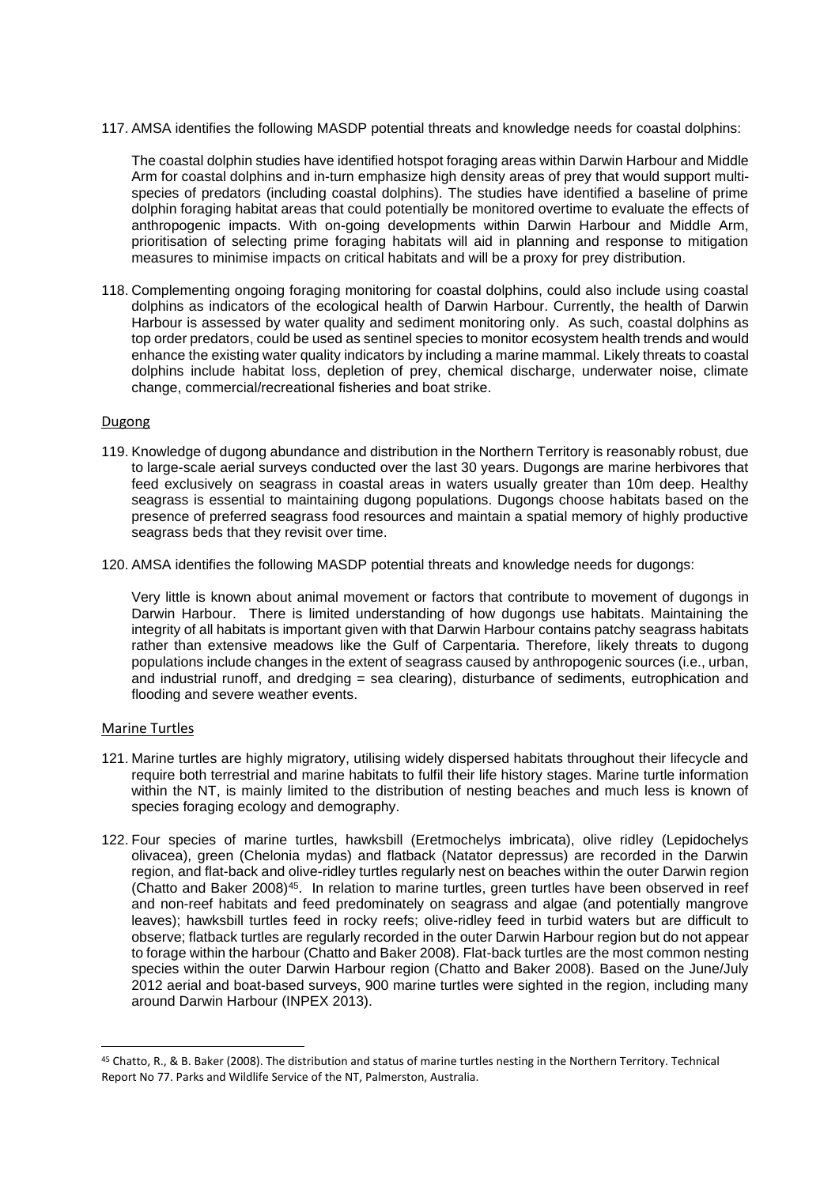117. AMSA identifies the following MASDP potential threats and knowledge needs for coastal dolphins:

    The coastal dolphin studies have identified hotspot foraging areas within Darwin Harbour and Middle Arm for coastal dolphins and in-turn emphasize high density areas of prey that would support multi-species of predators (including coastal dolphins). The studies have identified a baseline of prime dolphin foraging habitat areas that could potentially be monitored overtime to evaluate the effects of anthropogenic impacts. With on-going developments within Darwin Harbour and Middle Arm, prioritisation of selecting prime foraging habitats will aid in planning and response to mitigation measures to minimise impacts on critical habitats and will be a proxy for prey distribution.

118. Complementing ongoing foraging monitoring for coastal dolphins, could also include using coastal dolphins as indicators of the ecological health of Darwin Harbour. Currently, the health of Darwin Harbour is assessed by water quality and sediment monitoring only. As such, coastal dolphins as top order predators, could be used as sentinel species to monitor ecosystem health trends and would enhance the existing water quality indicators by including a marine mammal. Likely threats to coastal dolphins include habitat loss, depletion of prey, chemical discharge, underwater noise, climate change, commercial/recreational fisheries and boat strike.

Dugong

119. Knowledge of dugong abundance and distribution in the Northern Territory is reasonably robust, due to large-scale aerial surveys conducted over the last 30 years. Dugongs are marine herbivores that feed exclusively on seagrass in coastal areas in waters usually greater than 10m deep. Healthy seagrass is essential to maintaining dugong populations. Dugongs choose habitats based on the presence of preferred seagrass food resources and maintain a spatial memory of highly productive seagrass beds that they revisit over time.

120. AMSA identifies the following MASDP potential threats and knowledge needs for dugongs:

    Very little is known about animal movement or factors that contribute to movement of dugongs in Darwin Harbour. There is limited understanding of how dugongs use habitats. Maintaining the integrity of all habitats is important given with that Darwin Harbour contains patchy seagrass habitats rather than extensive meadows like the Gulf of Carpentaria. Therefore, likely threats to dugong populations include changes in the extent of seagrass caused by anthropogenic sources (i.e., urban, and industrial runoff, and dredging = sea clearing), disturbance of sediments, eutrophication and flooding and severe weather events.

Marine Turtles

121. Marine turtles are highly migratory, utilising widely dispersed habitats throughout their lifecycle and require both terrestrial and marine habitats to fulfil their life history stages. Marine turtle information within the NT, is mainly limited to the distribution of nesting beaches and much less is known of species foraging ecology and demography.

122. Four species of marine turtles, hawksbill (Eretmochelys imbricata), olive ridley (Lepidochelys olivacea), green (Chelonia mydas) and flatback (Natator depressus) are recorded in the Darwin region, and flat-back and olive-ridley turtles regularly nest on beaches within the outer Darwin region (Chatto and Baker 2008)[45]. In relation to marine turtles, green turtles have been observed in reef and non-reef habitats and feed predominately on seagrass and algae (and potentially mangrove leaves); hawksbill turtles feed in rocky reefs; olive-ridley feed in turbid waters but are difficult to observe; flatback turtles are regularly recorded in the outer Darwin Harbour region but do not appear to forage within the harbour (Chatto and Baker 2008). Flat-back turtles are the most common nesting species within the outer Darwin Harbour region (Chatto and Baker 2008). Based on the June/July 2012 aerial and boat-based surveys, 900 marine turtles were sighted in the region, including many around Darwin Harbour (INPEX 2013).

[45] Chatto, R., & B. Baker (2008). The distribution and status of marine turtles nesting in the Northern Territory. Technical Report No 77. Parks and Wildlife Service of the NT, Palmerston, Australia.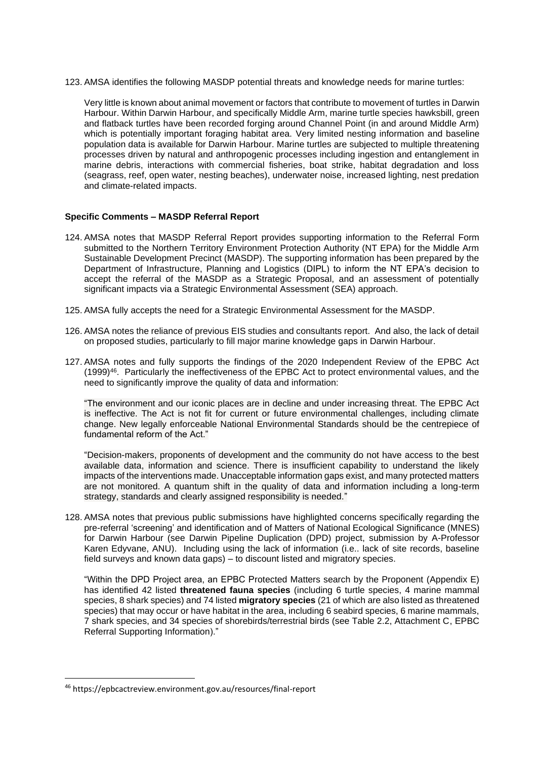123. AMSA identifies the following MASDP potential threats and knowledge needs for marine turtles:

    Very little is known about animal movement or factors that contribute to movement of turtles in Darwin Harbour. Within Darwin Harbour, and specifically Middle Arm, marine turtle species hawksbill, green and flatback turtles have been recorded forging around Channel Point (in and around Middle Arm) which is potentially important foraging habitat area. Very limited nesting information and baseline population data is available for Darwin Harbour. Marine turtles are subjected to multiple threatening processes driven by natural and anthropogenic processes including ingestion and entanglement in marine debris, interactions with commercial fisheries, boat strike, habitat degradation and loss (seagrass, reef, open water, nesting beaches), underwater noise, increased lighting, nest predation and climate-related impacts.

**Specific Comments – MASDP Referral Report**

124. AMSA notes that MASDP Referral Report provides supporting information to the Referral Form submitted to the Northern Territory Environment Protection Authority (NT EPA) for the Middle Arm Sustainable Development Precinct (MASDP). The supporting information has been prepared by the Department of Infrastructure, Planning and Logistics (DIPL) to inform the NT EPA's decision to accept the referral of the MASDP as a Strategic Proposal, and an assessment of potentially significant impacts via a Strategic Environmental Assessment (SEA) approach.

125. AMSA fully accepts the need for a Strategic Environmental Assessment for the MASDP.

126. AMSA notes the reliance of previous EIS studies and consultants report. And also, the lack of detail on proposed studies, particularly to fill major marine knowledge gaps in Darwin Harbour.

127. AMSA notes and fully supports the findings of the 2020 Independent Review of the EPBC Act (1999)[46]. Particularly the ineffectiveness of the EPBC Act to protect environmental values, and the need to significantly improve the quality of data and information:

    "The environment and our iconic places are in decline and under increasing threat. The EPBC Act is ineffective. The Act is not fit for current or future environmental challenges, including climate change. New legally enforceable National Environmental Standards should be the centrepiece of fundamental reform of the Act."

    "Decision-makers, proponents of development and the community do not have access to the best available data, information and science. There is insufficient capability to understand the likely impacts of the interventions made. Unacceptable information gaps exist, and many protected matters are not monitored. A quantum shift in the quality of data and information including a long-term strategy, standards and clearly assigned responsibility is needed."

128. AMSA notes that previous public submissions have highlighted concerns specifically regarding the pre-referral 'screening' and identification and of Matters of National Ecological Significance (MNES) for Darwin Harbour (see Darwin Pipeline Duplication (DPD) project, submission by A-Professor Karen Edyvane, ANU). Including using the lack of information (i.e.. lack of site records, baseline field surveys and known data gaps) – to discount listed and migratory species.

    "Within the DPD Project area, an EPBC Protected Matters search by the Proponent (Appendix E) has identified 42 listed **threatened fauna species** (including 6 turtle species, 4 marine mammal species, 8 shark species) and 74 listed **migratory species** (21 of which are also listed as threatened species) that may occur or have habitat in the area, including 6 seabird species, 6 marine mammals, 7 shark species, and 34 species of shorebirds/terrestrial birds (see Table 2.2, Attachment C, EPBC Referral Supporting Information)."

---

[46] https://epbcactreview.environment.gov.au/resources/final-report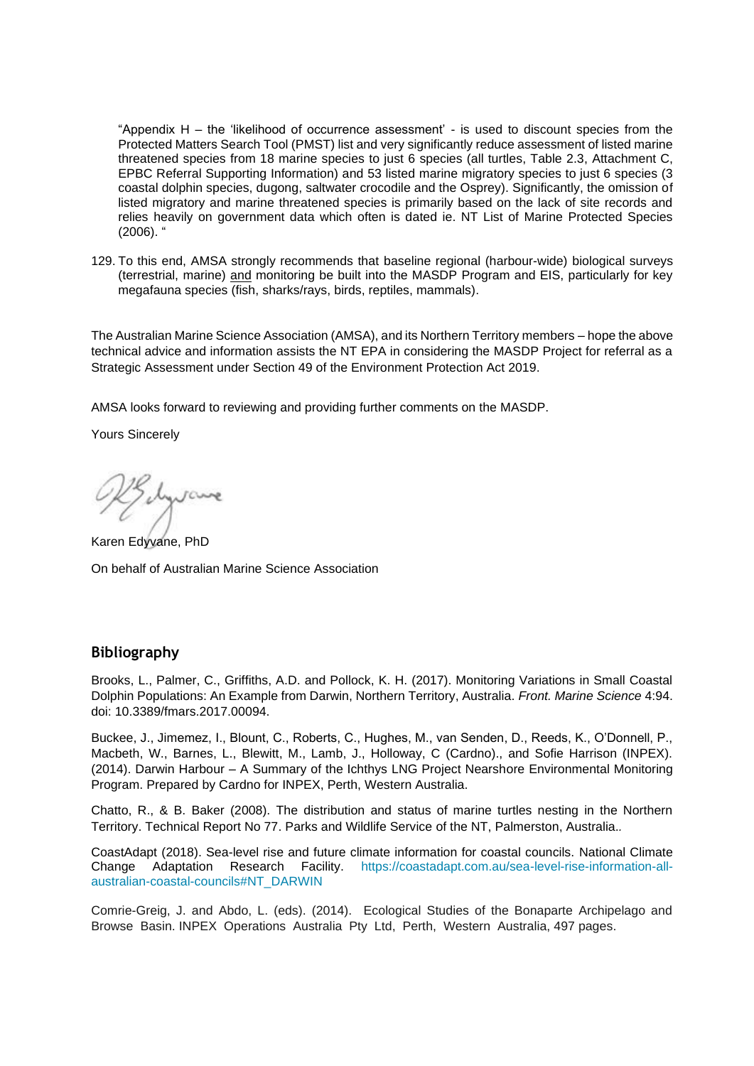"Appendix H – the 'likelihood of occurrence assessment' - is used to discount species from the Protected Matters Search Tool (PMST) list and very significantly reduce assessment of listed marine threatened species from 18 marine species to just 6 species (all turtles, Table 2.3, Attachment C, EPBC Referral Supporting Information) and 53 listed marine migratory species to just 6 species (3 coastal dolphin species, dugong, saltwater crocodile and the Osprey). Significantly, the omission of listed migratory and marine threatened species is primarily based on the lack of site records and relies heavily on government data which often is dated ie. NT List of Marine Protected Species (2006). "

129. To this end, AMSA strongly recommends that baseline regional (harbour-wide) biological surveys (terrestrial, marine) <u>and</u> monitoring be built into the MASDP Program and EIS, particularly for key megafauna species (fish, sharks/rays, birds, reptiles, mammals).

The Australian Marine Science Association (AMSA), and its Northern Territory members – hope the above technical advice and information assists the NT EPA in considering the MASDP Project for referral as a Strategic Assessment under Section 49 of the Environment Protection Act 2019.

AMSA looks forward to reviewing and providing further comments on the MASDP.

Yours Sincerely

Karen Edyvane, PhD

On behalf of Australian Marine Science Association

## Bibliography

Brooks, L., Palmer, C., Griffiths, A.D. and Pollock, K. H. (2017). Monitoring Variations in Small Coastal Dolphin Populations: An Example from Darwin, Northern Territory, Australia. *Front. Marine Science* 4:94. doi: 10.3389/fmars.2017.00094.

Buckee, J., Jimemez, I., Blount, C., Roberts, C., Hughes, M., van Senden, D., Reeds, K., O'Donnell, P., Macbeth, W., Barnes, L., Blewitt, M., Lamb, J., Holloway, C (Cardno)., and Sofie Harrison (INPEX). (2014). Darwin Harbour – A Summary of the Ichthys LNG Project Nearshore Environmental Monitoring Program. Prepared by Cardno for INPEX, Perth, Western Australia.

Chatto, R., & B. Baker (2008). The distribution and status of marine turtles nesting in the Northern Territory. Technical Report No 77. Parks and Wildlife Service of the NT, Palmerston, Australia..

CoastAdapt (2018). Sea-level rise and future climate information for coastal councils. National Climate Change Adaptation Research Facility. https://coastadapt.com.au/sea-level-rise-information-all-australian-coastal-councils#NT_DARWIN

Comrie-Greig, J. and Abdo, L. (eds). (2014). Ecological Studies of the Bonaparte Archipelago and Browse Basin. INPEX Operations Australia Pty Ltd, Perth, Western Australia, 497 pages.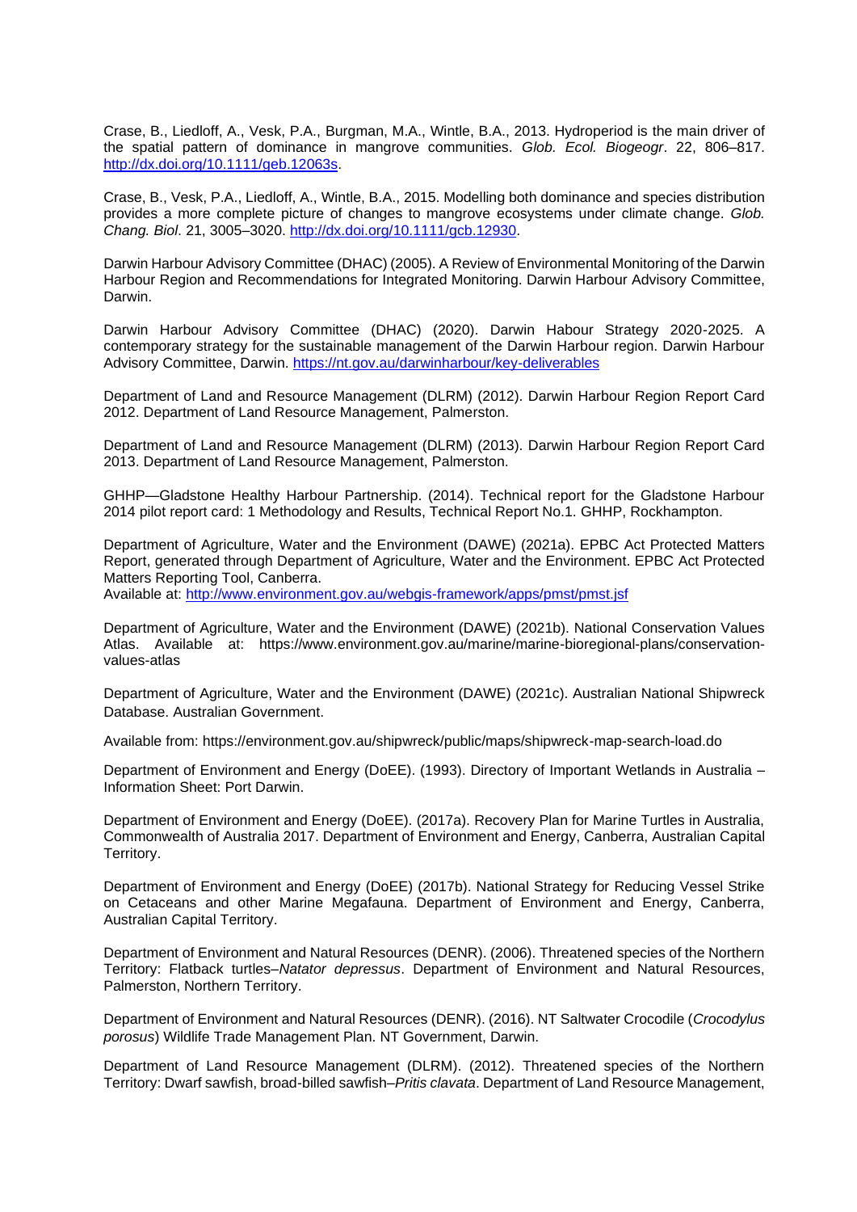Crase, B., Liedloff, A., Vesk, P.A., Burgman, M.A., Wintle, B.A., 2013. Hydroperiod is the main driver of the spatial pattern of dominance in mangrove communities. *Glob. Ecol. Biogeogr*. 22, 806–817. http://dx.doi.org/10.1111/geb.12063s.

Crase, B., Vesk, P.A., Liedloff, A., Wintle, B.A., 2015. Modelling both dominance and species distribution provides a more complete picture of changes to mangrove ecosystems under climate change. *Glob. Chang. Biol*. 21, 3005–3020. http://dx.doi.org/10.1111/gcb.12930.

Darwin Harbour Advisory Committee (DHAC) (2005). A Review of Environmental Monitoring of the Darwin Harbour Region and Recommendations for Integrated Monitoring. Darwin Harbour Advisory Committee, Darwin.

Darwin Harbour Advisory Committee (DHAC) (2020). Darwin Habour Strategy 2020-2025. A contemporary strategy for the sustainable management of the Darwin Harbour region. Darwin Harbour Advisory Committee, Darwin. https://nt.gov.au/darwinharbour/key-deliverables

Department of Land and Resource Management (DLRM) (2012). Darwin Harbour Region Report Card 2012. Department of Land Resource Management, Palmerston.

Department of Land and Resource Management (DLRM) (2013). Darwin Harbour Region Report Card 2013. Department of Land Resource Management, Palmerston.

GHHP—Gladstone Healthy Harbour Partnership. (2014). Technical report for the Gladstone Harbour 2014 pilot report card: 1 Methodology and Results, Technical Report No.1. GHHP, Rockhampton.

Department of Agriculture, Water and the Environment (DAWE) (2021a). EPBC Act Protected Matters Report, generated through Department of Agriculture, Water and the Environment. EPBC Act Protected Matters Reporting Tool, Canberra.
Available at: http://www.environment.gov.au/webgis-framework/apps/pmst/pmst.jsf

Department of Agriculture, Water and the Environment (DAWE) (2021b). National Conservation Values Atlas. Available at: https://www.environment.gov.au/marine/marine-bioregional-plans/conservation-values-atlas

Department of Agriculture, Water and the Environment (DAWE) (2021c). Australian National Shipwreck Database. Australian Government.

Available from: https://environment.gov.au/shipwreck/public/maps/shipwreck-map-search-load.do

Department of Environment and Energy (DoEE). (1993). Directory of Important Wetlands in Australia – Information Sheet: Port Darwin.

Department of Environment and Energy (DoEE). (2017a). Recovery Plan for Marine Turtles in Australia, Commonwealth of Australia 2017. Department of Environment and Energy, Canberra, Australian Capital Territory.

Department of Environment and Energy (DoEE) (2017b). National Strategy for Reducing Vessel Strike on Cetaceans and other Marine Megafauna. Department of Environment and Energy, Canberra, Australian Capital Territory.

Department of Environment and Natural Resources (DENR). (2006). Threatened species of the Northern Territory: Flatback turtles–*Natator depressus*. Department of Environment and Natural Resources, Palmerston, Northern Territory.

Department of Environment and Natural Resources (DENR). (2016). NT Saltwater Crocodile (*Crocodylus porosus*) Wildlife Trade Management Plan. NT Government, Darwin.

Department of Land Resource Management (DLRM). (2012). Threatened species of the Northern Territory: Dwarf sawfish, broad-billed sawfish–*Pritis clavata*. Department of Land Resource Management,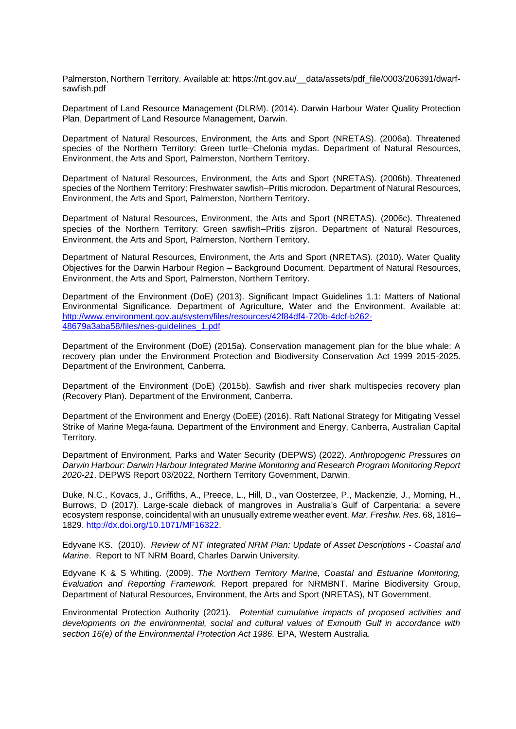Palmerston, Northern Territory. Available at: https://nt.gov.au/__data/assets/pdf_file/0003/206391/dwarf-sawfish.pdf

Department of Land Resource Management (DLRM). (2014). Darwin Harbour Water Quality Protection Plan, Department of Land Resource Management, Darwin.

Department of Natural Resources, Environment, the Arts and Sport (NRETAS). (2006a). Threatened species of the Northern Territory: Green turtle–Chelonia mydas. Department of Natural Resources, Environment, the Arts and Sport, Palmerston, Northern Territory.

Department of Natural Resources, Environment, the Arts and Sport (NRETAS). (2006b). Threatened species of the Northern Territory: Freshwater sawfish–Pritis microdon. Department of Natural Resources, Environment, the Arts and Sport, Palmerston, Northern Territory.

Department of Natural Resources, Environment, the Arts and Sport (NRETAS). (2006c). Threatened species of the Northern Territory: Green sawfish–Pritis zijsron. Department of Natural Resources, Environment, the Arts and Sport, Palmerston, Northern Territory.

Department of Natural Resources, Environment, the Arts and Sport (NRETAS). (2010). Water Quality Objectives for the Darwin Harbour Region – Background Document. Department of Natural Resources, Environment, the Arts and Sport, Palmerston, Northern Territory.

Department of the Environment (DoE) (2013). Significant Impact Guidelines 1.1: Matters of National Environmental Significance. Department of Agriculture, Water and the Environment. Available at: [http://www.environment.gov.au/system/files/resources/42f84df4-720b-4dcf-b262-48679a3aba58/files/nes-guidelines_1.pdf](http://www.environment.gov.au/system/files/resources/42f84df4-720b-4dcf-b262-48679a3aba58/files/nes-guidelines_1.pdf)

Department of the Environment (DoE) (2015a). Conservation management plan for the blue whale: A recovery plan under the Environment Protection and Biodiversity Conservation Act 1999 2015-2025. Department of the Environment, Canberra.

Department of the Environment (DoE) (2015b). Sawfish and river shark multispecies recovery plan (Recovery Plan). Department of the Environment, Canberra.

Department of the Environment and Energy (DoEE) (2016). Raft National Strategy for Mitigating Vessel Strike of Marine Mega-fauna. Department of the Environment and Energy, Canberra, Australian Capital Territory.

Department of Environment, Parks and Water Security (DEPWS) (2022). *Anthropogenic Pressures on Darwin Harbour: Darwin Harbour Integrated Marine Monitoring and Research Program Monitoring Report 2020-21*. DEPWS Report 03/2022, Northern Territory Government, Darwin.

Duke, N.C., Kovacs, J., Griffiths, A., Preece, L., Hill, D., van Oosterzee, P., Mackenzie, J., Morning, H., Burrows, D (2017). Large-scale dieback of mangroves in Australia's Gulf of Carpentaria: a severe ecosystem response, coincidental with an unusually extreme weather event. *Mar. Freshw. Res*. 68, 1816–1829. [http://dx.doi.org/10.1071/MF16322](http://dx.doi.org/10.1071/MF16322).

Edyvane KS. (2010). *Review of NT Integrated NRM Plan: Update of Asset Descriptions - Coastal and Marine*. Report to NT NRM Board, Charles Darwin University.

Edyvane K & S Whiting. (2009). *The Northern Territory Marine, Coastal and Estuarine Monitoring, Evaluation and Reporting Framework*. Report prepared for NRMBNT. Marine Biodiversity Group, Department of Natural Resources, Environment, the Arts and Sport (NRETAS), NT Government.

Environmental Protection Authority (2021). *Potential cumulative impacts of proposed activities and developments on the environmental, social and cultural values of Exmouth Gulf in accordance with section 16(e) of the Environmental Protection Act 1986.* EPA, Western Australia.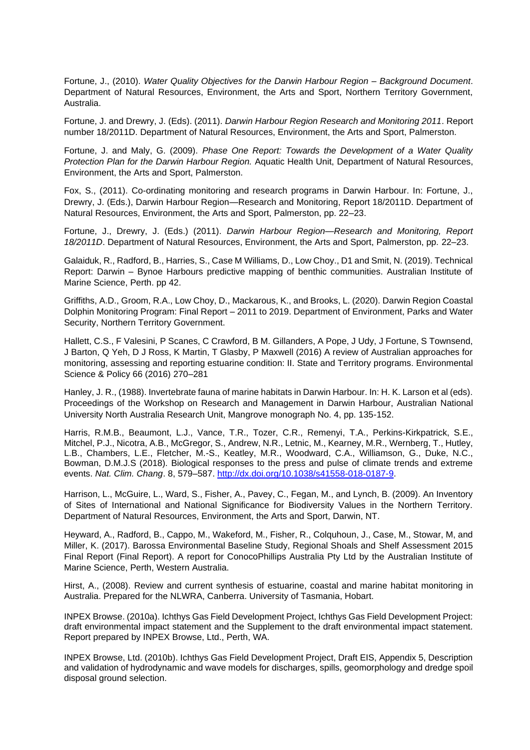Fortune, J., (2010). *Water Quality Objectives for the Darwin Harbour Region – Background Document*. Department of Natural Resources, Environment, the Arts and Sport, Northern Territory Government, Australia.

Fortune, J. and Drewry, J. (Eds). (2011). *Darwin Harbour Region Research and Monitoring 2011*. Report number 18/2011D. Department of Natural Resources, Environment, the Arts and Sport, Palmerston.

Fortune, J. and Maly, G. (2009). *Phase One Report: Towards the Development of a Water Quality Protection Plan for the Darwin Harbour Region.* Aquatic Health Unit, Department of Natural Resources, Environment, the Arts and Sport, Palmerston.

Fox, S., (2011). Co-ordinating monitoring and research programs in Darwin Harbour. In: Fortune, J., Drewry, J. (Eds.), Darwin Harbour Region—Research and Monitoring, Report 18/2011D. Department of Natural Resources, Environment, the Arts and Sport, Palmerston, pp. 22–23.

Fortune, J., Drewry, J. (Eds.) (2011). *Darwin Harbour Region—Research and Monitoring, Report 18/2011D*. Department of Natural Resources, Environment, the Arts and Sport, Palmerston, pp. 22–23.

Galaiduk, R., Radford, B., Harries, S., Case M Williams, D., Low Choy., D1 and Smit, N. (2019). Technical Report: Darwin – Bynoe Harbours predictive mapping of benthic communities. Australian Institute of Marine Science, Perth. pp 42.

Griffiths, A.D., Groom, R.A., Low Choy, D., Mackarous, K., and Brooks, L. (2020). Darwin Region Coastal Dolphin Monitoring Program: Final Report – 2011 to 2019. Department of Environment, Parks and Water Security, Northern Territory Government.

Hallett, C.S., F Valesini, P Scanes, C Crawford, B M. Gillanders, A Pope, J Udy, J Fortune, S Townsend, J Barton, Q Yeh, D J Ross, K Martin, T Glasby, P Maxwell (2016) A review of Australian approaches for monitoring, assessing and reporting estuarine condition: II. State and Territory programs. Environmental Science & Policy 66 (2016) 270–281

Hanley, J. R., (1988). Invertebrate fauna of marine habitats in Darwin Harbour. In: H. K. Larson et al (eds). Proceedings of the Workshop on Research and Management in Darwin Harbour, Australian National University North Australia Research Unit, Mangrove monograph No. 4, pp. 135-152.

Harris, R.M.B., Beaumont, L.J., Vance, T.R., Tozer, C.R., Remenyi, T.A., Perkins-Kirkpatrick, S.E., Mitchel, P.J., Nicotra, A.B., McGregor, S., Andrew, N.R., Letnic, M., Kearney, M.R., Wernberg, T., Hutley, L.B., Chambers, L.E., Fletcher, M.-S., Keatley, M.R., Woodward, C.A., Williamson, G., Duke, N.C., Bowman, D.M.J.S (2018). Biological responses to the press and pulse of climate trends and extreme events. *Nat. Clim. Chang*. 8, 579–587. http://dx.doi.org/10.1038/s41558-018-0187-9.

Harrison, L., McGuire, L., Ward, S., Fisher, A., Pavey, C., Fegan, M., and Lynch, B. (2009). An Inventory of Sites of International and National Significance for Biodiversity Values in the Northern Territory. Department of Natural Resources, Environment, the Arts and Sport, Darwin, NT.

Heyward, A., Radford, B., Cappo, M., Wakeford, M., Fisher, R., Colquhoun, J., Case, M., Stowar, M, and Miller, K. (2017). Barossa Environmental Baseline Study, Regional Shoals and Shelf Assessment 2015 Final Report (Final Report). A report for ConocoPhillips Australia Pty Ltd by the Australian Institute of Marine Science, Perth, Western Australia.

Hirst, A., (2008). Review and current synthesis of estuarine, coastal and marine habitat monitoring in Australia. Prepared for the NLWRA, Canberra. University of Tasmania, Hobart.

INPEX Browse. (2010a). Ichthys Gas Field Development Project, Ichthys Gas Field Development Project: draft environmental impact statement and the Supplement to the draft environmental impact statement. Report prepared by INPEX Browse, Ltd., Perth, WA.

INPEX Browse, Ltd. (2010b). Ichthys Gas Field Development Project, Draft EIS, Appendix 5, Description and validation of hydrodynamic and wave models for discharges, spills, geomorphology and dredge spoil disposal ground selection.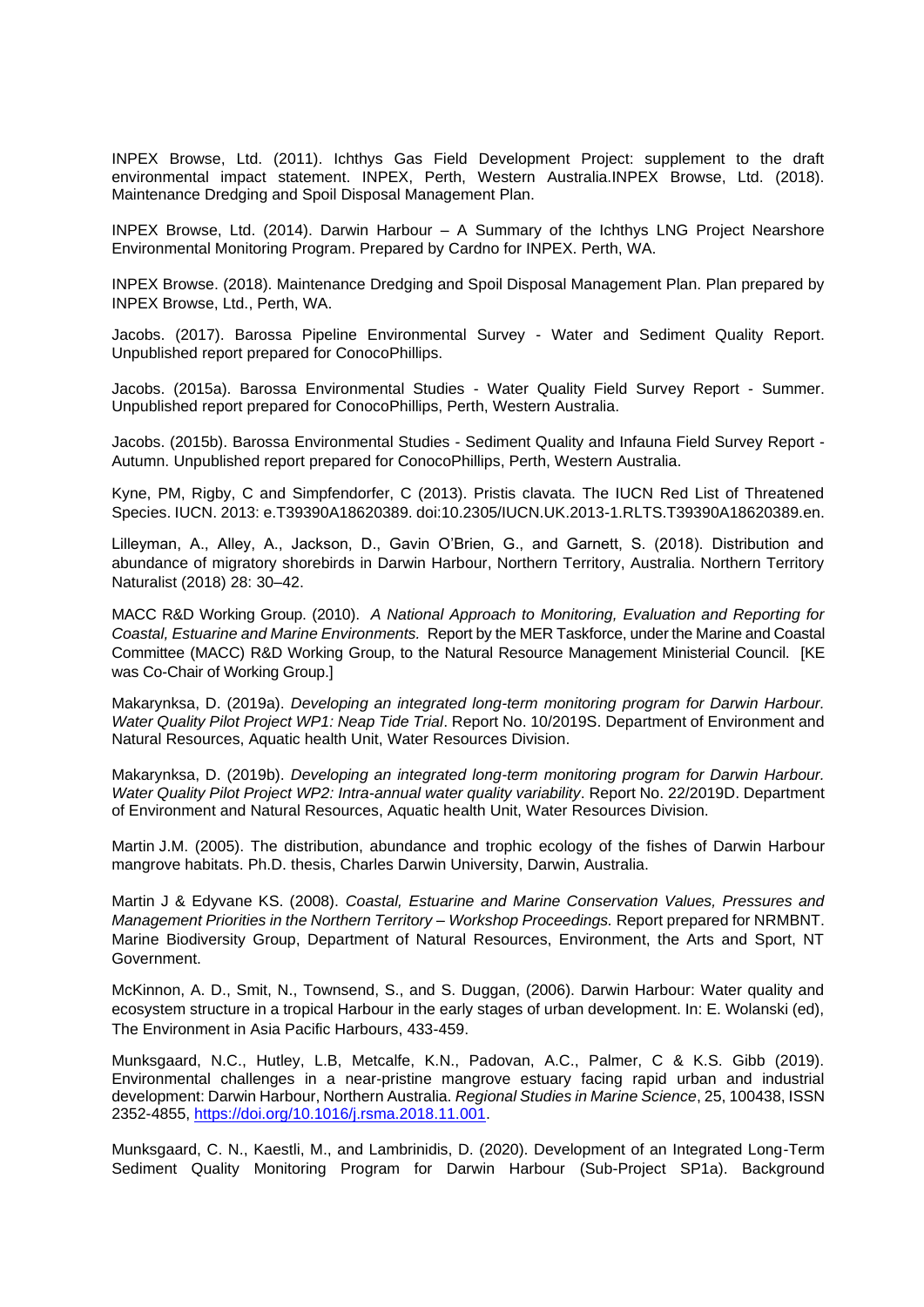INPEX Browse, Ltd. (2011). Ichthys Gas Field Development Project: supplement to the draft environmental impact statement. INPEX, Perth, Western Australia.INPEX Browse, Ltd. (2018). Maintenance Dredging and Spoil Disposal Management Plan.

INPEX Browse, Ltd. (2014). Darwin Harbour – A Summary of the Ichthys LNG Project Nearshore Environmental Monitoring Program. Prepared by Cardno for INPEX. Perth, WA.

INPEX Browse. (2018). Maintenance Dredging and Spoil Disposal Management Plan. Plan prepared by INPEX Browse, Ltd., Perth, WA.

Jacobs. (2017). Barossa Pipeline Environmental Survey - Water and Sediment Quality Report. Unpublished report prepared for ConocoPhillips.

Jacobs. (2015a). Barossa Environmental Studies - Water Quality Field Survey Report - Summer. Unpublished report prepared for ConocoPhillips, Perth, Western Australia.

Jacobs. (2015b). Barossa Environmental Studies - Sediment Quality and Infauna Field Survey Report - Autumn. Unpublished report prepared for ConocoPhillips, Perth, Western Australia.

Kyne, PM, Rigby, C and Simpfendorfer, C (2013). Pristis clavata. The IUCN Red List of Threatened Species. IUCN. 2013: e.T39390A18620389. doi:10.2305/IUCN.UK.2013-1.RLTS.T39390A18620389.en.

Lilleyman, A., Alley, A., Jackson, D., Gavin O'Brien, G., and Garnett, S. (2018). Distribution and abundance of migratory shorebirds in Darwin Harbour, Northern Territory, Australia. Northern Territory Naturalist (2018) 28: 30–42.

MACC R&D Working Group. (2010). *A National Approach to Monitoring, Evaluation and Reporting for Coastal, Estuarine and Marine Environments.* Report by the MER Taskforce, under the Marine and Coastal Committee (MACC) R&D Working Group, to the Natural Resource Management Ministerial Council. [KE was Co-Chair of Working Group.]

Makarynksa, D. (2019a). *Developing an integrated long-term monitoring program for Darwin Harbour. Water Quality Pilot Project WP1: Neap Tide Trial*. Report No. 10/2019S. Department of Environment and Natural Resources, Aquatic health Unit, Water Resources Division.

Makarynksa, D. (2019b). *Developing an integrated long-term monitoring program for Darwin Harbour. Water Quality Pilot Project WP2: Intra-annual water quality variability*. Report No. 22/2019D. Department of Environment and Natural Resources, Aquatic health Unit, Water Resources Division.

Martin J.M. (2005). The distribution, abundance and trophic ecology of the fishes of Darwin Harbour mangrove habitats. Ph.D. thesis, Charles Darwin University, Darwin, Australia.

Martin J & Edyvane KS. (2008). *Coastal, Estuarine and Marine Conservation Values, Pressures and Management Priorities in the Northern Territory – Workshop Proceedings.* Report prepared for NRMBNT. Marine Biodiversity Group, Department of Natural Resources, Environment, the Arts and Sport, NT Government.

McKinnon, A. D., Smit, N., Townsend, S., and S. Duggan, (2006). Darwin Harbour: Water quality and ecosystem structure in a tropical Harbour in the early stages of urban development. In: E. Wolanski (ed), The Environment in Asia Pacific Harbours, 433-459.

Munksgaard, N.C., Hutley, L.B, Metcalfe, K.N., Padovan, A.C., Palmer, C & K.S. Gibb (2019). Environmental challenges in a near-pristine mangrove estuary facing rapid urban and industrial development: Darwin Harbour, Northern Australia. *Regional Studies in Marine Science*, 25, 100438, ISSN 2352-4855, https://doi.org/10.1016/j.rsma.2018.11.001.

Munksgaard, C. N., Kaestli, M., and Lambrinidis, D. (2020). Development of an Integrated Long-Term Sediment Quality Monitoring Program for Darwin Harbour (Sub-Project SP1a). Background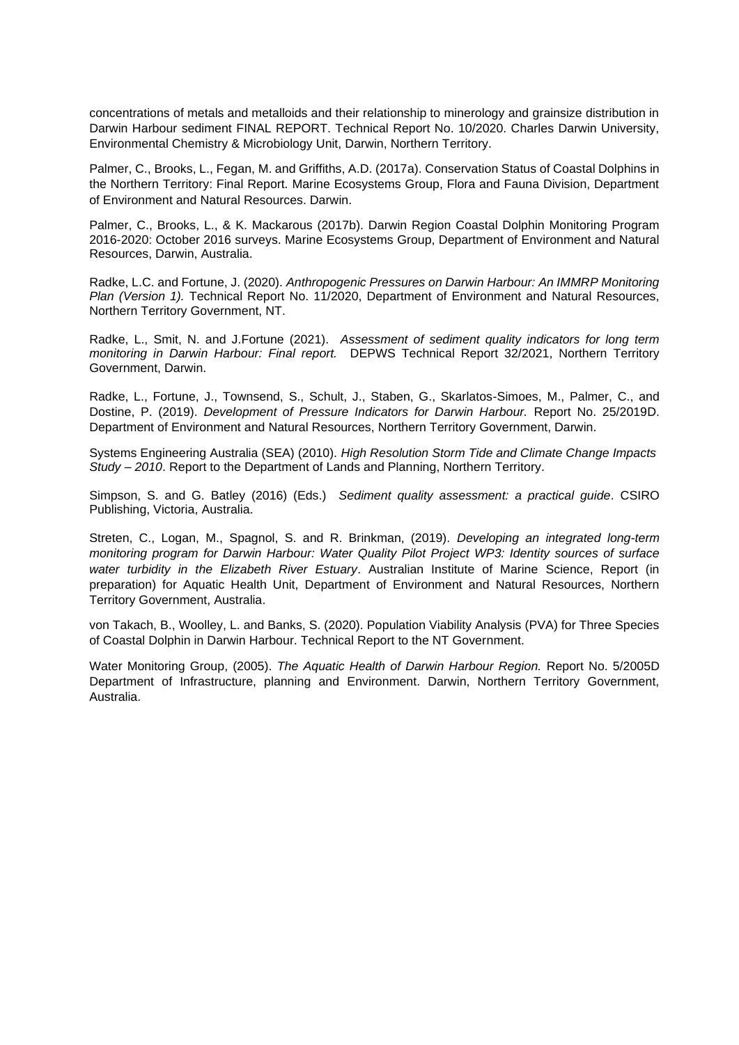concentrations of metals and metalloids and their relationship to minerology and grainsize distribution in Darwin Harbour sediment FINAL REPORT. Technical Report No. 10/2020. Charles Darwin University, Environmental Chemistry & Microbiology Unit, Darwin, Northern Territory.

Palmer, C., Brooks, L., Fegan, M. and Griffiths, A.D. (2017a). Conservation Status of Coastal Dolphins in the Northern Territory: Final Report. Marine Ecosystems Group, Flora and Fauna Division, Department of Environment and Natural Resources. Darwin.

Palmer, C., Brooks, L., & K. Mackarous (2017b). Darwin Region Coastal Dolphin Monitoring Program 2016-2020: October 2016 surveys. Marine Ecosystems Group, Department of Environment and Natural Resources, Darwin, Australia.

Radke, L.C. and Fortune, J. (2020). *Anthropogenic Pressures on Darwin Harbour: An IMMRP Monitoring Plan (Version 1).* Technical Report No. 11/2020, Department of Environment and Natural Resources, Northern Territory Government, NT.

Radke, L., Smit, N. and J.Fortune (2021). *Assessment of sediment quality indicators for long term monitoring in Darwin Harbour: Final report.* DEPWS Technical Report 32/2021, Northern Territory Government, Darwin.

Radke, L., Fortune, J., Townsend, S., Schult, J., Staben, G., Skarlatos-Simoes, M., Palmer, C., and Dostine, P. (2019). *Development of Pressure Indicators for Darwin Harbour.* Report No. 25/2019D. Department of Environment and Natural Resources, Northern Territory Government, Darwin.

Systems Engineering Australia (SEA) (2010). *High Resolution Storm Tide and Climate Change Impacts Study – 2010*. Report to the Department of Lands and Planning, Northern Territory.

Simpson, S. and G. Batley (2016) (Eds.) *Sediment quality assessment: a practical guide*. CSIRO Publishing, Victoria, Australia.

Streten, C., Logan, M., Spagnol, S. and R. Brinkman, (2019). *Developing an integrated long-term monitoring program for Darwin Harbour: Water Quality Pilot Project WP3: Identity sources of surface water turbidity in the Elizabeth River Estuary*. Australian Institute of Marine Science, Report (in preparation) for Aquatic Health Unit, Department of Environment and Natural Resources, Northern Territory Government, Australia.

von Takach, B., Woolley, L. and Banks, S. (2020). Population Viability Analysis (PVA) for Three Species of Coastal Dolphin in Darwin Harbour. Technical Report to the NT Government.

Water Monitoring Group, (2005). *The Aquatic Health of Darwin Harbour Region.* Report No. 5/2005D Department of Infrastructure, planning and Environment. Darwin, Northern Territory Government, Australia.